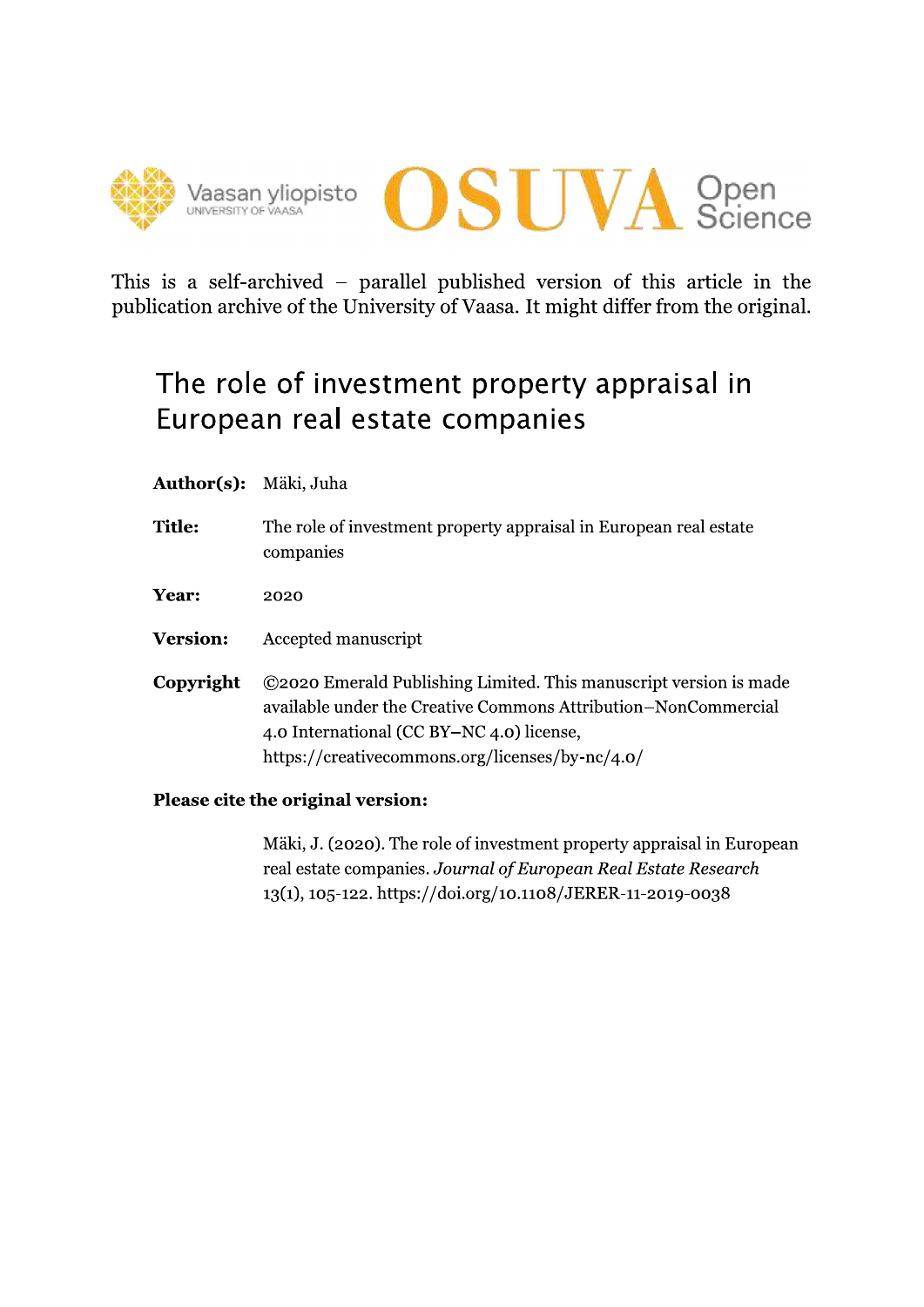Vaasan yliopisto
UNIVERSITY OF VAASA

OSUVA Open Science

This is a self-archived – parallel published version of this article in the publication archive of the University of Vaasa. It might differ from the original.

# The role of investment property appraisal in European real estate companies

**Author(s):** Mäki, Juha

**Title:** The role of investment property appraisal in European real estate companies

**Year:** 2020

**Version:** Accepted manuscript

**Copyright** ©2020 Emerald Publishing Limited. This manuscript version is made available under the Creative Commons Attribution–NonCommercial 4.0 International (CC BY–NC 4.0) license, https://creativecommons.org/licenses/by-nc/4.0/

**Please cite the original version:**

Mäki, J. (2020). The role of investment property appraisal in European real estate companies. *Journal of European Real Estate Research* 13(1), 105-122. https://doi.org/10.1108/JERER-11-2019-0038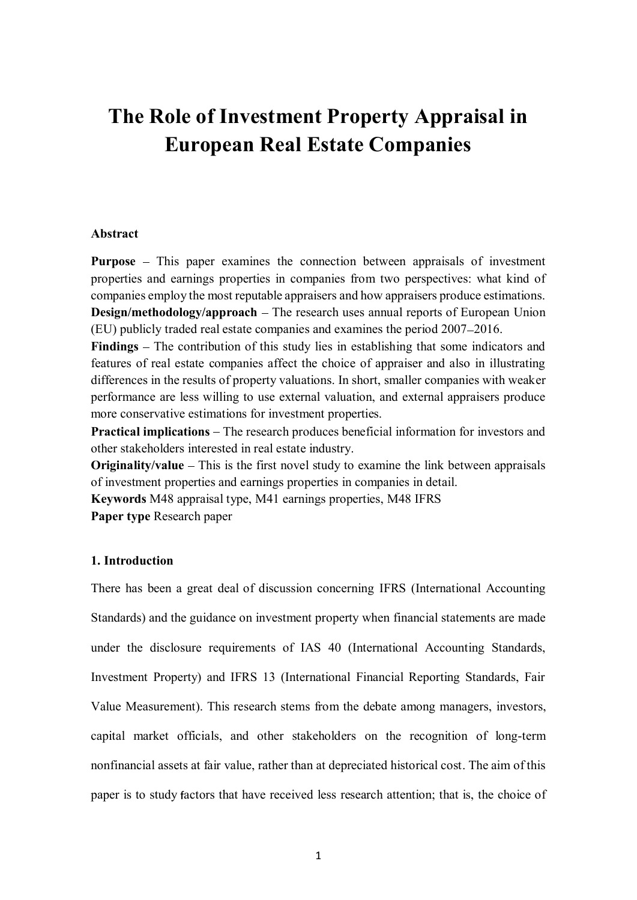# The Role of Investment Property Appraisal in European Real Estate Companies

**Abstract**

**Purpose** – This paper examines the connection between appraisals of investment properties and earnings properties in companies from two perspectives: what kind of companies employ the most reputable appraisers and how appraisers produce estimations.
**Design/methodology/approach** – The research uses annual reports of European Union (EU) publicly traded real estate companies and examines the period 2007–2016.
**Findings** – The contribution of this study lies in establishing that some indicators and features of real estate companies affect the choice of appraiser and also in illustrating differences in the results of property valuations. In short, smaller companies with weaker performance are less willing to use external valuation, and external appraisers produce more conservative estimations for investment properties.
**Practical implications** – The research produces beneficial information for investors and other stakeholders interested in real estate industry.
**Originality/value** – This is the first novel study to examine the link between appraisals of investment properties and earnings properties in companies in detail.
**Keywords** M48 appraisal type, M41 earnings properties, M48 IFRS
**Paper type** Research paper

## 1. Introduction

There has been a great deal of discussion concerning IFRS (International Accounting Standards) and the guidance on investment property when financial statements are made under the disclosure requirements of IAS 40 (International Accounting Standards, Investment Property) and IFRS 13 (International Financial Reporting Standards, Fair Value Measurement). This research stems from the debate among managers, investors, capital market officials, and other stakeholders on the recognition of long-term nonfinancial assets at fair value, rather than at depreciated historical cost. The aim of this paper is to study factors that have received less research attention; that is, the choice of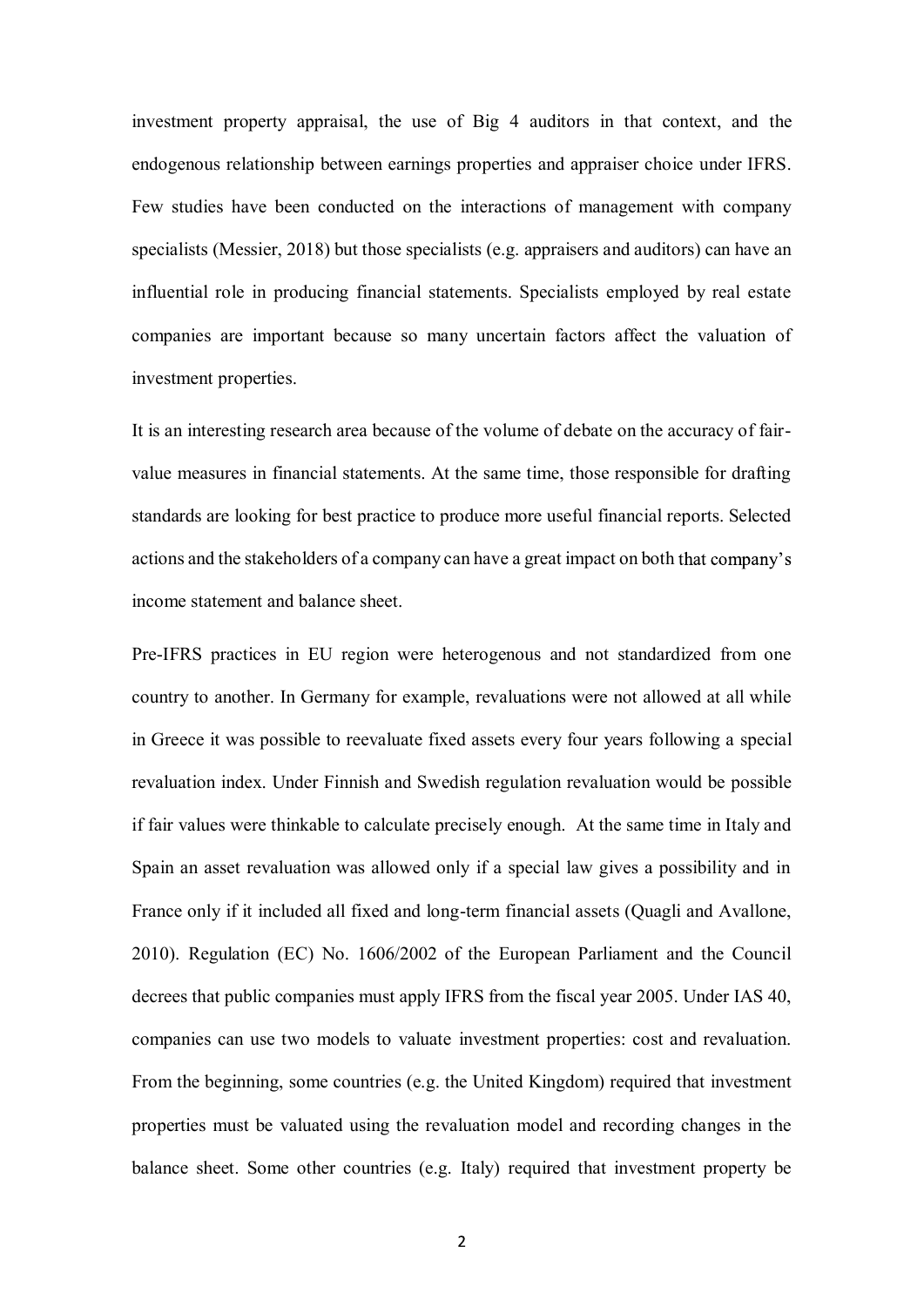investment property appraisal, the use of Big 4 auditors in that context, and the endogenous relationship between earnings properties and appraiser choice under IFRS. Few studies have been conducted on the interactions of management with company specialists (Messier, 2018) but those specialists (e.g. appraisers and auditors) can have an influential role in producing financial statements. Specialists employed by real estate companies are important because so many uncertain factors affect the valuation of investment properties.

It is an interesting research area because of the volume of debate on the accuracy of fair-value measures in financial statements. At the same time, those responsible for drafting standards are looking for best practice to produce more useful financial reports. Selected actions and the stakeholders of a company can have a great impact on both that company's income statement and balance sheet.

Pre-IFRS practices in EU region were heterogenous and not standardized from one country to another. In Germany for example, revaluations were not allowed at all while in Greece it was possible to reevaluate fixed assets every four years following a special revaluation index. Under Finnish and Swedish regulation revaluation would be possible if fair values were thinkable to calculate precisely enough. At the same time in Italy and Spain an asset revaluation was allowed only if a special law gives a possibility and in France only if it included all fixed and long-term financial assets (Quagli and Avallone, 2010). Regulation (EC) No. 1606/2002 of the European Parliament and the Council decrees that public companies must apply IFRS from the fiscal year 2005. Under IAS 40, companies can use two models to valuate investment properties: cost and revaluation. From the beginning, some countries (e.g. the United Kingdom) required that investment properties must be valuated using the revaluation model and recording changes in the balance sheet. Some other countries (e.g. Italy) required that investment property be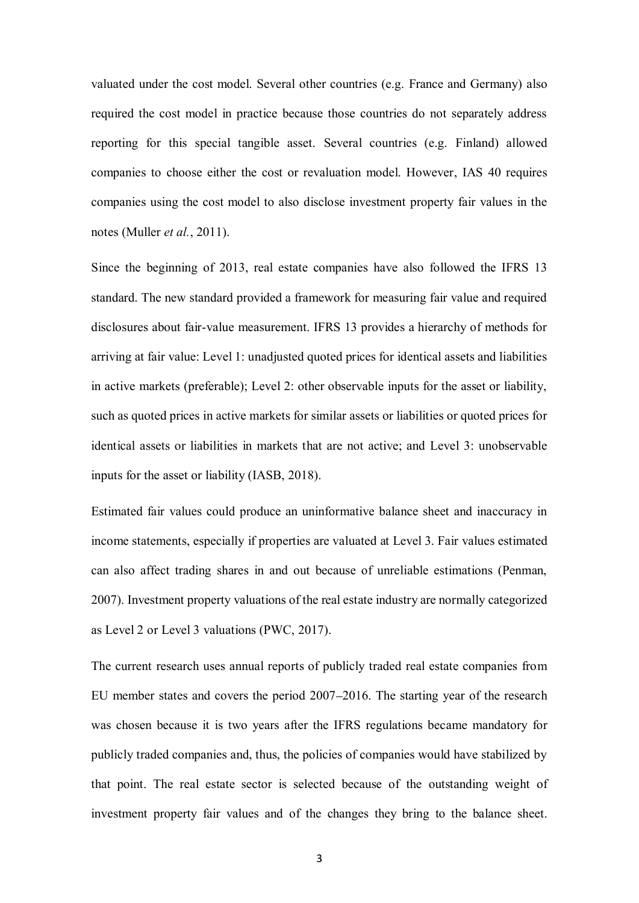valuated under the cost model. Several other countries (e.g. France and Germany) also required the cost model in practice because those countries do not separately address reporting for this special tangible asset. Several countries (e.g. Finland) allowed companies to choose either the cost or revaluation model. However, IAS 40 requires companies using the cost model to also disclose investment property fair values in the notes (Muller *et al.*, 2011).

Since the beginning of 2013, real estate companies have also followed the IFRS 13 standard. The new standard provided a framework for measuring fair value and required disclosures about fair-value measurement. IFRS 13 provides a hierarchy of methods for arriving at fair value: Level 1: unadjusted quoted prices for identical assets and liabilities in active markets (preferable); Level 2: other observable inputs for the asset or liability, such as quoted prices in active markets for similar assets or liabilities or quoted prices for identical assets or liabilities in markets that are not active; and Level 3: unobservable inputs for the asset or liability (IASB, 2018).

Estimated fair values could produce an uninformative balance sheet and inaccuracy in income statements, especially if properties are valuated at Level 3. Fair values estimated can also affect trading shares in and out because of unreliable estimations (Penman, 2007). Investment property valuations of the real estate industry are normally categorized as Level 2 or Level 3 valuations (PWC, 2017).

The current research uses annual reports of publicly traded real estate companies from EU member states and covers the period 2007–2016. The starting year of the research was chosen because it is two years after the IFRS regulations became mandatory for publicly traded companies and, thus, the policies of companies would have stabilized by that point. The real estate sector is selected because of the outstanding weight of investment property fair values and of the changes they bring to the balance sheet.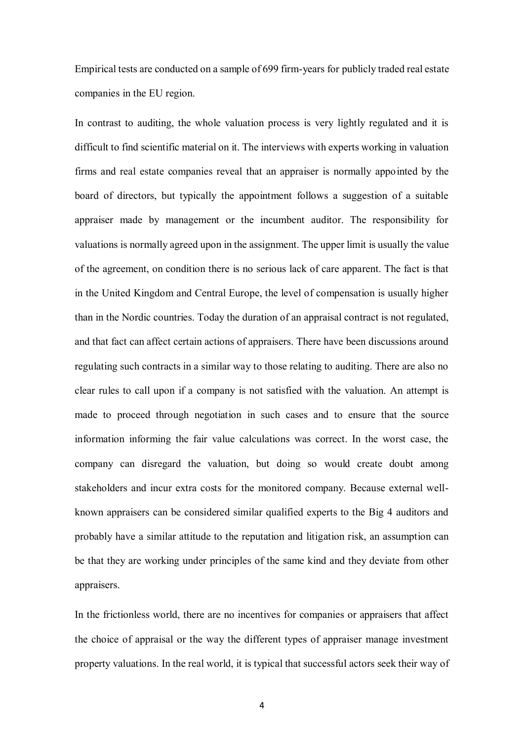Empirical tests are conducted on a sample of 699 firm-years for publicly traded real estate companies in the EU region.

In contrast to auditing, the whole valuation process is very lightly regulated and it is difficult to find scientific material on it. The interviews with experts working in valuation firms and real estate companies reveal that an appraiser is normally appointed by the board of directors, but typically the appointment follows a suggestion of a suitable appraiser made by management or the incumbent auditor. The responsibility for valuations is normally agreed upon in the assignment. The upper limit is usually the value of the agreement, on condition there is no serious lack of care apparent. The fact is that in the United Kingdom and Central Europe, the level of compensation is usually higher than in the Nordic countries. Today the duration of an appraisal contract is not regulated, and that fact can affect certain actions of appraisers. There have been discussions around regulating such contracts in a similar way to those relating to auditing. There are also no clear rules to call upon if a company is not satisfied with the valuation. An attempt is made to proceed through negotiation in such cases and to ensure that the source information informing the fair value calculations was correct. In the worst case, the company can disregard the valuation, but doing so would create doubt among stakeholders and incur extra costs for the monitored company. Because external well-known appraisers can be considered similar qualified experts to the Big 4 auditors and probably have a similar attitude to the reputation and litigation risk, an assumption can be that they are working under principles of the same kind and they deviate from other appraisers.

In the frictionless world, there are no incentives for companies or appraisers that affect the choice of appraisal or the way the different types of appraiser manage investment property valuations. In the real world, it is typical that successful actors seek their way of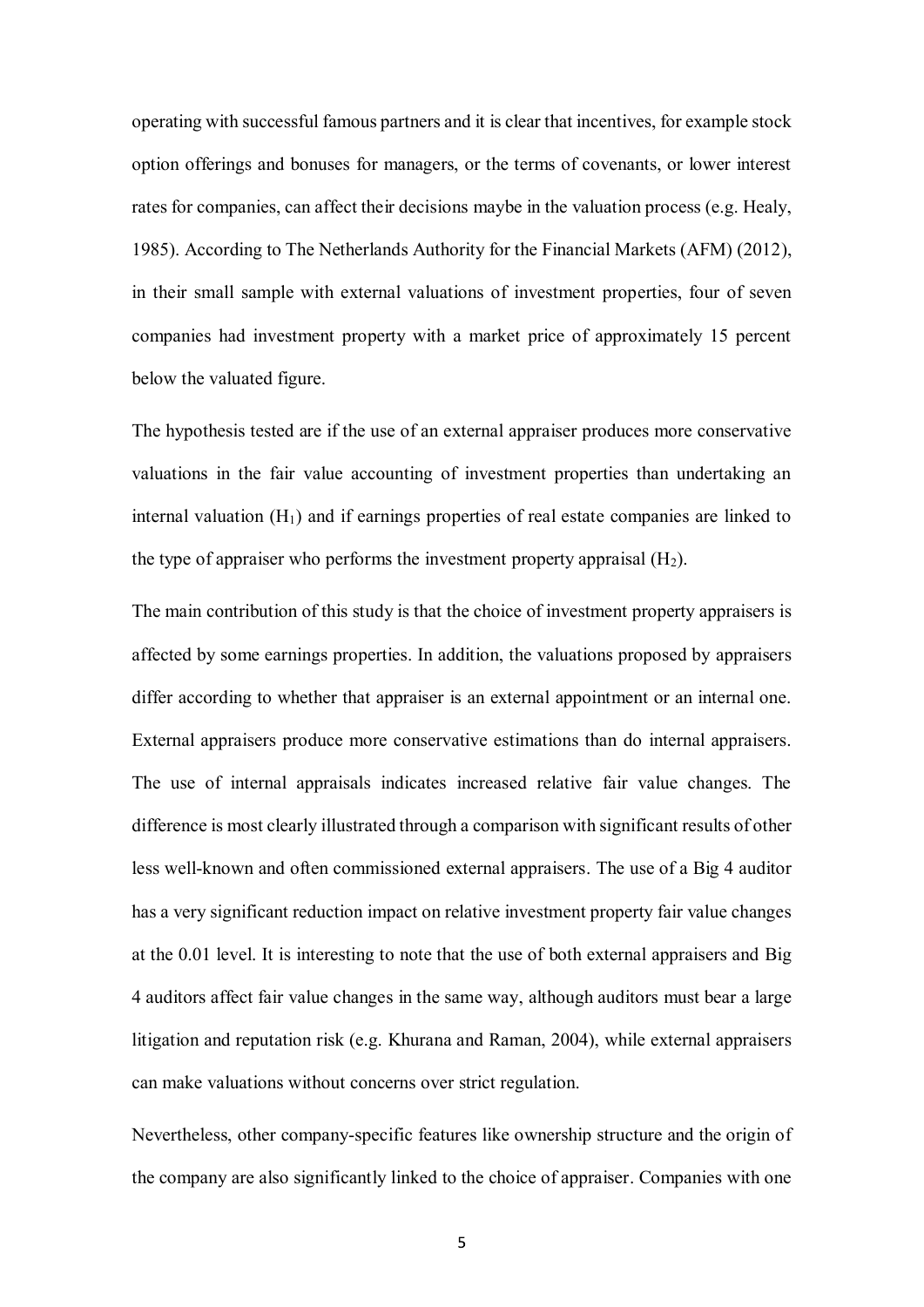operating with successful famous partners and it is clear that incentives, for example stock option offerings and bonuses for managers, or the terms of covenants, or lower interest rates for companies, can affect their decisions maybe in the valuation process (e.g. Healy, 1985). According to The Netherlands Authority for the Financial Markets (AFM) (2012), in their small sample with external valuations of investment properties, four of seven companies had investment property with a market price of approximately 15 percent below the valuated figure.

The hypothesis tested are if the use of an external appraiser produces more conservative valuations in the fair value accounting of investment properties than undertaking an internal valuation ($H_1$) and if earnings properties of real estate companies are linked to the type of appraiser who performs the investment property appraisal ($H_2$).

The main contribution of this study is that the choice of investment property appraisers is affected by some earnings properties. In addition, the valuations proposed by appraisers differ according to whether that appraiser is an external appointment or an internal one. External appraisers produce more conservative estimations than do internal appraisers. The use of internal appraisals indicates increased relative fair value changes. The difference is most clearly illustrated through a comparison with significant results of other less well-known and often commissioned external appraisers. The use of a Big 4 auditor has a very significant reduction impact on relative investment property fair value changes at the 0.01 level. It is interesting to note that the use of both external appraisers and Big 4 auditors affect fair value changes in the same way, although auditors must bear a large litigation and reputation risk (e.g. Khurana and Raman, 2004), while external appraisers can make valuations without concerns over strict regulation.

Nevertheless, other company-specific features like ownership structure and the origin of the company are also significantly linked to the choice of appraiser. Companies with one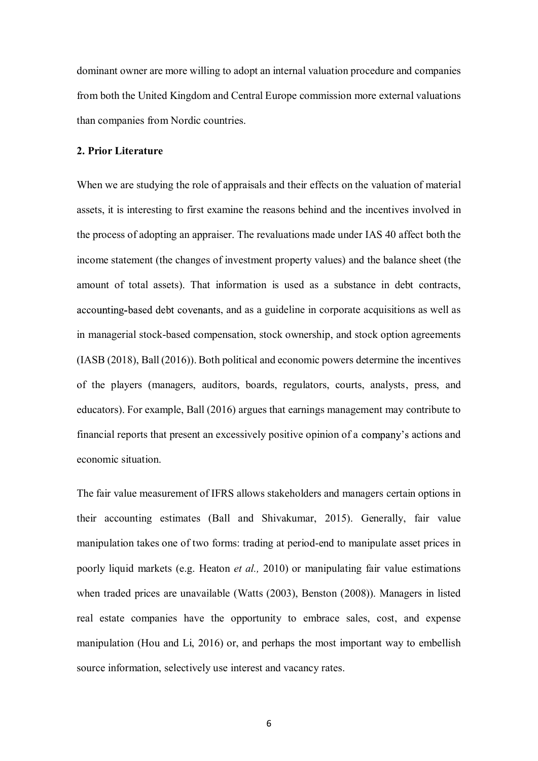dominant owner are more willing to adopt an internal valuation procedure and companies from both the United Kingdom and Central Europe commission more external valuations than companies from Nordic countries.

## 2. Prior Literature

When we are studying the role of appraisals and their effects on the valuation of material assets, it is interesting to first examine the reasons behind and the incentives involved in the process of adopting an appraiser. The revaluations made under IAS 40 affect both the income statement (the changes of investment property values) and the balance sheet (the amount of total assets). That information is used as a substance in debt contracts, accounting-based debt covenants, and as a guideline in corporate acquisitions as well as in managerial stock-based compensation, stock ownership, and stock option agreements (IASB (2018), Ball (2016)). Both political and economic powers determine the incentives of the players (managers, auditors, boards, regulators, courts, analysts, press, and educators). For example, Ball (2016) argues that earnings management may contribute to financial reports that present an excessively positive opinion of a company's actions and economic situation.

The fair value measurement of IFRS allows stakeholders and managers certain options in their accounting estimates (Ball and Shivakumar, 2015). Generally, fair value manipulation takes one of two forms: trading at period-end to manipulate asset prices in poorly liquid markets (e.g. Heaton *et al.,* 2010) or manipulating fair value estimations when traded prices are unavailable (Watts (2003), Benston (2008)). Managers in listed real estate companies have the opportunity to embrace sales, cost, and expense manipulation (Hou and Li, 2016) or, and perhaps the most important way to embellish source information, selectively use interest and vacancy rates.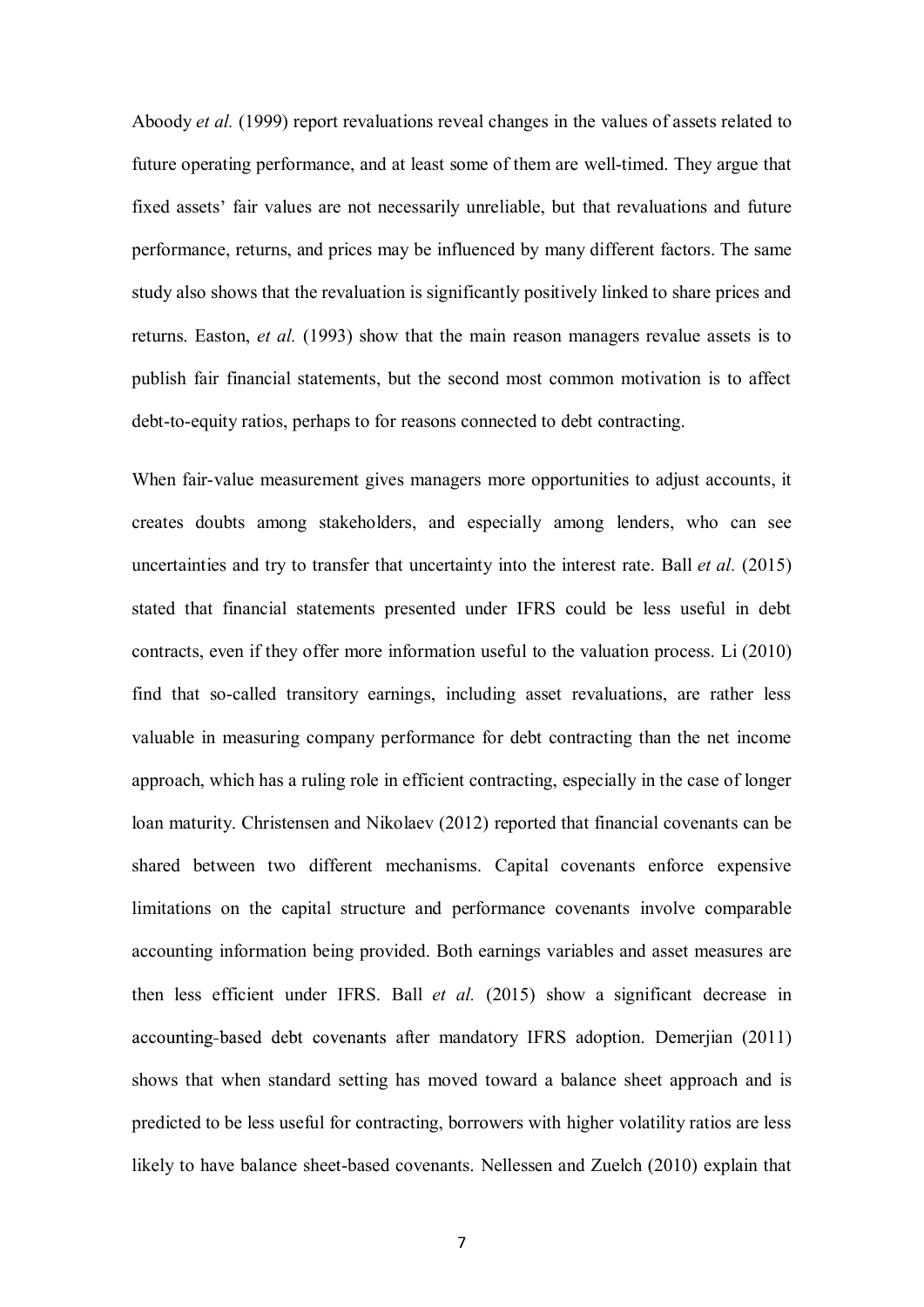Aboody *et al.* (1999) report revaluations reveal changes in the values of assets related to future operating performance, and at least some of them are well-timed. They argue that fixed assets' fair values are not necessarily unreliable, but that revaluations and future performance, returns, and prices may be influenced by many different factors. The same study also shows that the revaluation is significantly positively linked to share prices and returns. Easton, *et al.* (1993) show that the main reason managers revalue assets is to publish fair financial statements, but the second most common motivation is to affect debt-to-equity ratios, perhaps to for reasons connected to debt contracting.

When fair-value measurement gives managers more opportunities to adjust accounts, it creates doubts among stakeholders, and especially among lenders, who can see uncertainties and try to transfer that uncertainty into the interest rate. Ball *et al.* (2015) stated that financial statements presented under IFRS could be less useful in debt contracts, even if they offer more information useful to the valuation process. Li (2010) find that so-called transitory earnings, including asset revaluations, are rather less valuable in measuring company performance for debt contracting than the net income approach, which has a ruling role in efficient contracting, especially in the case of longer loan maturity. Christensen and Nikolaev (2012) reported that financial covenants can be shared between two different mechanisms. Capital covenants enforce expensive limitations on the capital structure and performance covenants involve comparable accounting information being provided. Both earnings variables and asset measures are then less efficient under IFRS. Ball *et al.* (2015) show a significant decrease in accounting-based debt covenants after mandatory IFRS adoption. Demerjian (2011) shows that when standard setting has moved toward a balance sheet approach and is predicted to be less useful for contracting, borrowers with higher volatility ratios are less likely to have balance sheet-based covenants. Nellessen and Zuelch (2010) explain that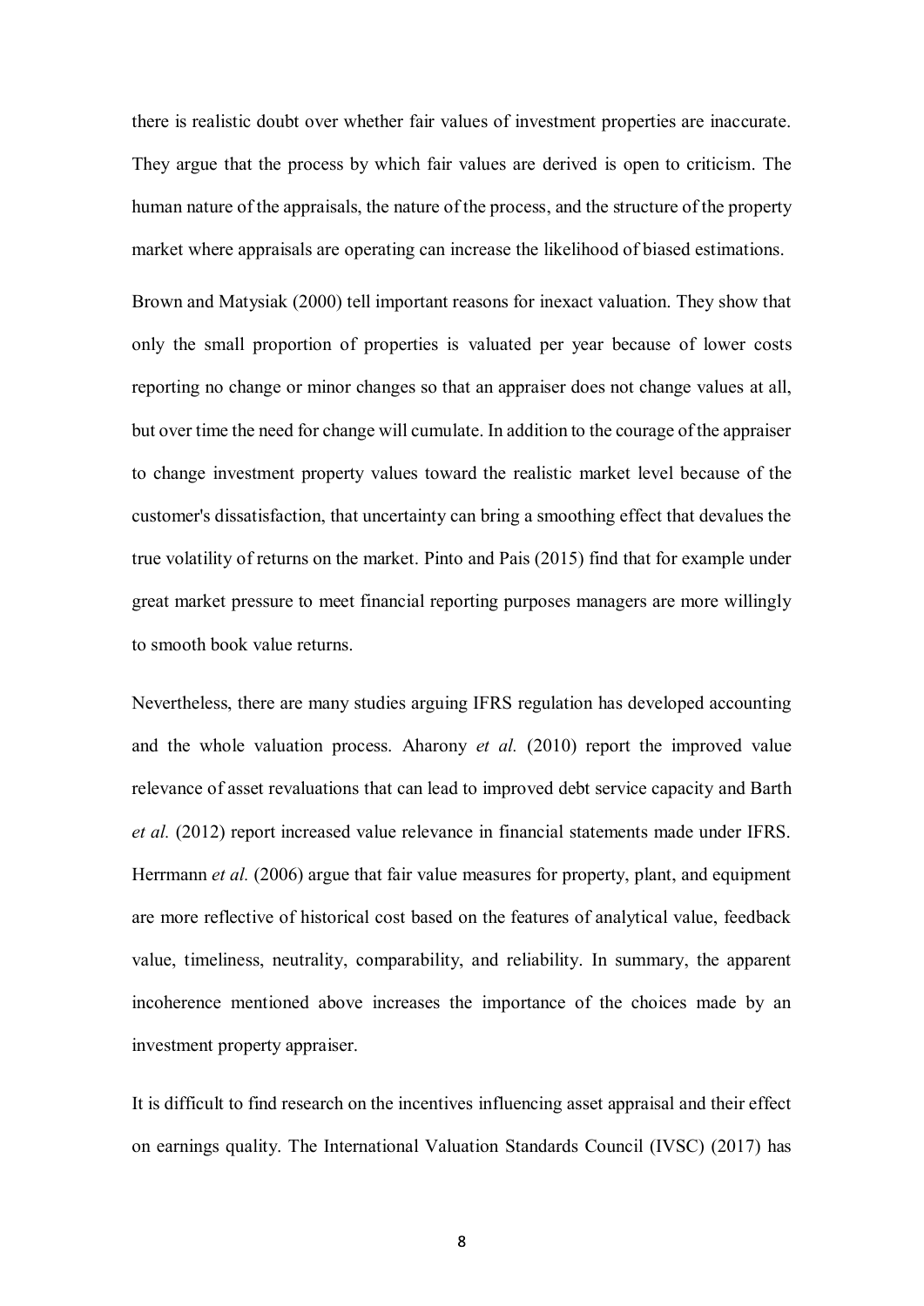there is realistic doubt over whether fair values of investment properties are inaccurate. They argue that the process by which fair values are derived is open to criticism. The human nature of the appraisals, the nature of the process, and the structure of the property market where appraisals are operating can increase the likelihood of biased estimations.

Brown and Matysiak (2000) tell important reasons for inexact valuation. They show that only the small proportion of properties is valuated per year because of lower costs reporting no change or minor changes so that an appraiser does not change values at all, but over time the need for change will cumulate. In addition to the courage of the appraiser to change investment property values toward the realistic market level because of the customer's dissatisfaction, that uncertainty can bring a smoothing effect that devalues the true volatility of returns on the market. Pinto and Pais (2015) find that for example under great market pressure to meet financial reporting purposes managers are more willingly to smooth book value returns.

Nevertheless, there are many studies arguing IFRS regulation has developed accounting and the whole valuation process. Aharony *et al.* (2010) report the improved value relevance of asset revaluations that can lead to improved debt service capacity and Barth *et al.* (2012) report increased value relevance in financial statements made under IFRS. Herrmann *et al.* (2006) argue that fair value measures for property, plant, and equipment are more reflective of historical cost based on the features of analytical value, feedback value, timeliness, neutrality, comparability, and reliability. In summary, the apparent incoherence mentioned above increases the importance of the choices made by an investment property appraiser.

It is difficult to find research on the incentives influencing asset appraisal and their effect on earnings quality. The International Valuation Standards Council (IVSC) (2017) has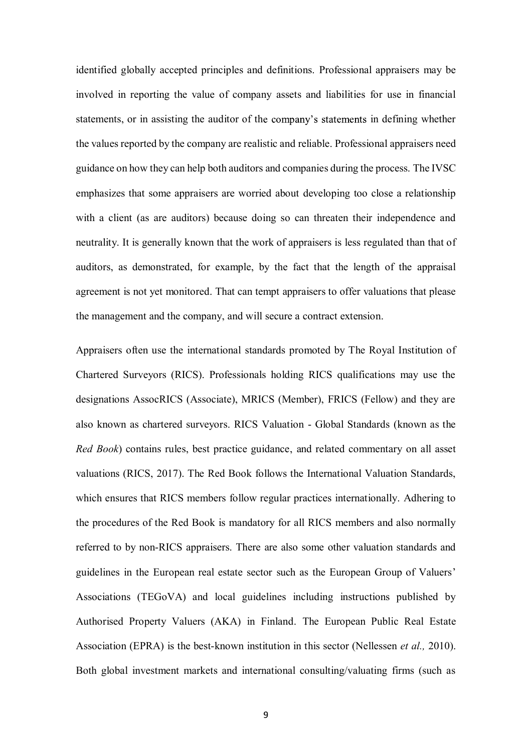identified globally accepted principles and definitions. Professional appraisers may be involved in reporting the value of company assets and liabilities for use in financial statements, or in assisting the auditor of the company's statements in defining whether the values reported by the company are realistic and reliable. Professional appraisers need guidance on how they can help both auditors and companies during the process. The IVSC emphasizes that some appraisers are worried about developing too close a relationship with a client (as are auditors) because doing so can threaten their independence and neutrality. It is generally known that the work of appraisers is less regulated than that of auditors, as demonstrated, for example, by the fact that the length of the appraisal agreement is not yet monitored. That can tempt appraisers to offer valuations that please the management and the company, and will secure a contract extension.

Appraisers often use the international standards promoted by The Royal Institution of Chartered Surveyors (RICS). Professionals holding RICS qualifications may use the designations AssocRICS (Associate), MRICS (Member), FRICS (Fellow) and they are also known as chartered surveyors. RICS Valuation - Global Standards (known as the *Red Book*) contains rules, best practice guidance, and related commentary on all asset valuations (RICS, 2017). The Red Book follows the International Valuation Standards, which ensures that RICS members follow regular practices internationally. Adhering to the procedures of the Red Book is mandatory for all RICS members and also normally referred to by non-RICS appraisers. There are also some other valuation standards and guidelines in the European real estate sector such as the European Group of Valuers' Associations (TEGoVA) and local guidelines including instructions published by Authorised Property Valuers (AKA) in Finland. The European Public Real Estate Association (EPRA) is the best-known institution in this sector (Nellessen *et al.,* 2010). Both global investment markets and international consulting/valuating firms (such as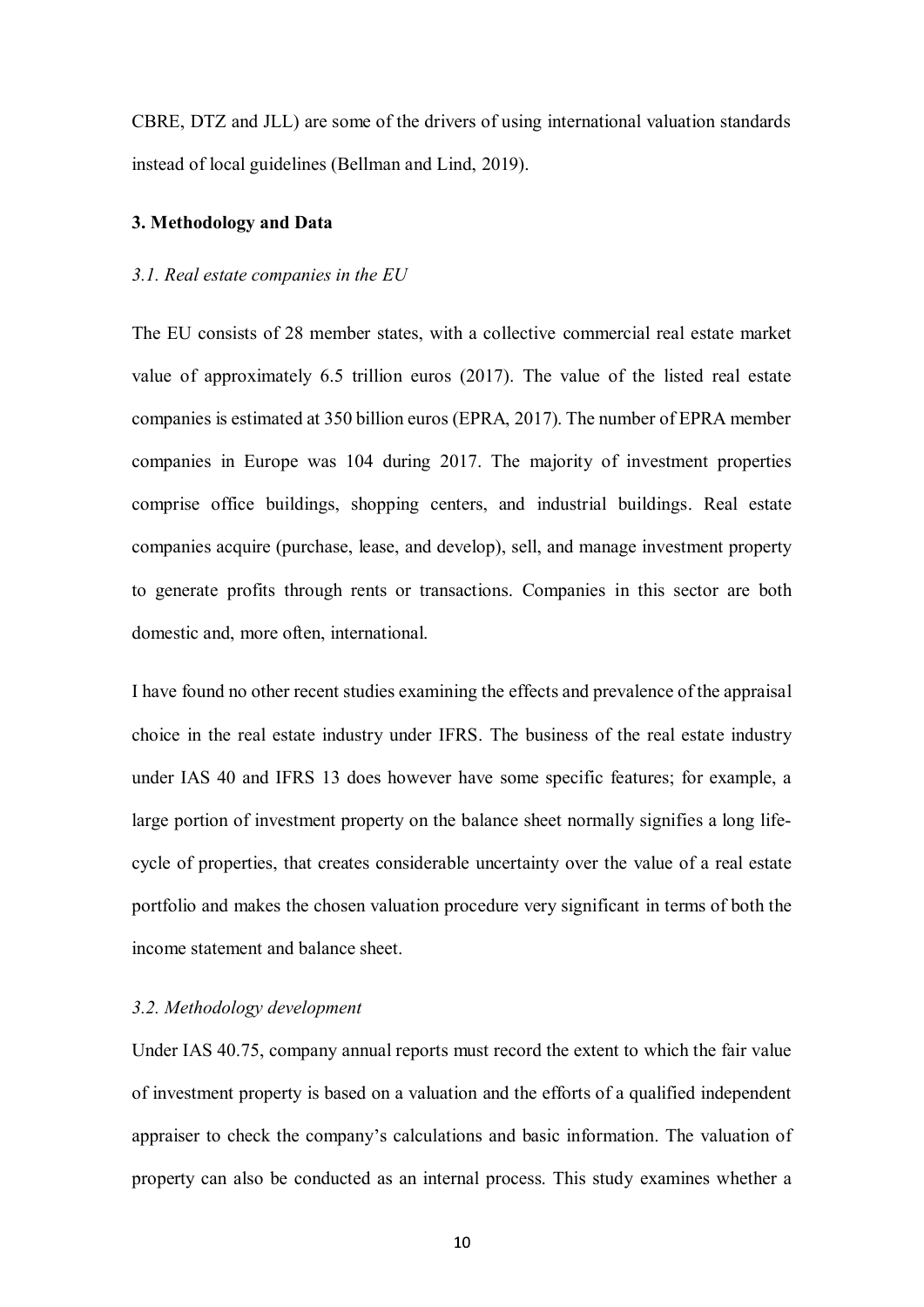CBRE, DTZ and JLL) are some of the drivers of using international valuation standards instead of local guidelines (Bellman and Lind, 2019).

## 3. Methodology and Data

### *3.1. Real estate companies in the EU*

The EU consists of 28 member states, with a collective commercial real estate market value of approximately 6.5 trillion euros (2017). The value of the listed real estate companies is estimated at 350 billion euros (EPRA, 2017). The number of EPRA member companies in Europe was 104 during 2017. The majority of investment properties comprise office buildings, shopping centers, and industrial buildings. Real estate companies acquire (purchase, lease, and develop), sell, and manage investment property to generate profits through rents or transactions. Companies in this sector are both domestic and, more often, international.

I have found no other recent studies examining the effects and prevalence of the appraisal choice in the real estate industry under IFRS. The business of the real estate industry under IAS 40 and IFRS 13 does however have some specific features; for example, a large portion of investment property on the balance sheet normally signifies a long life-cycle of properties, that creates considerable uncertainty over the value of a real estate portfolio and makes the chosen valuation procedure very significant in terms of both the income statement and balance sheet.

### *3.2. Methodology development*

Under IAS 40.75, company annual reports must record the extent to which the fair value of investment property is based on a valuation and the efforts of a qualified independent appraiser to check the company's calculations and basic information. The valuation of property can also be conducted as an internal process. This study examines whether a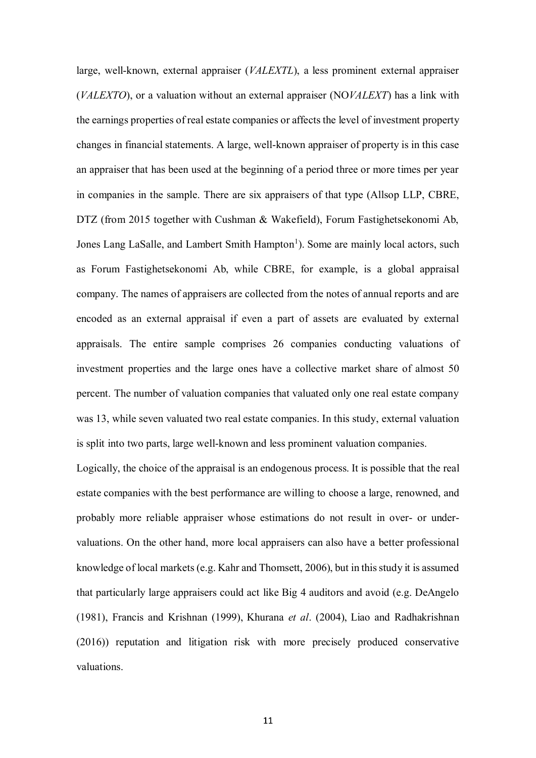large, well-known, external appraiser (*VALEXTL*), a less prominent external appraiser (*VALEXTO*), or a valuation without an external appraiser (NO*VALEXT*) has a link with the earnings properties of real estate companies or affects the level of investment property changes in financial statements. A large, well-known appraiser of property is in this case an appraiser that has been used at the beginning of a period three or more times per year in companies in the sample. There are six appraisers of that type (Allsop LLP, CBRE, DTZ (from 2015 together with Cushman & Wakefield), Forum Fastighetsekonomi Ab, Jones Lang LaSalle, and Lambert Smith Hampton[1]). Some are mainly local actors, such as Forum Fastighetsekonomi Ab, while CBRE, for example, is a global appraisal company. The names of appraisers are collected from the notes of annual reports and are encoded as an external appraisal if even a part of assets are evaluated by external appraisals. The entire sample comprises 26 companies conducting valuations of investment properties and the large ones have a collective market share of almost 50 percent. The number of valuation companies that valuated only one real estate company was 13, while seven valuated two real estate companies. In this study, external valuation is split into two parts, large well-known and less prominent valuation companies.

Logically, the choice of the appraisal is an endogenous process. It is possible that the real estate companies with the best performance are willing to choose a large, renowned, and probably more reliable appraiser whose estimations do not result in over- or under-valuations. On the other hand, more local appraisers can also have a better professional knowledge of local markets (e.g. Kahr and Thomsett, 2006), but in this study it is assumed that particularly large appraisers could act like Big 4 auditors and avoid (e.g. DeAngelo (1981), Francis and Krishnan (1999), Khurana *et al*. (2004), Liao and Radhakrishnan (2016)) reputation and litigation risk with more precisely produced conservative valuations.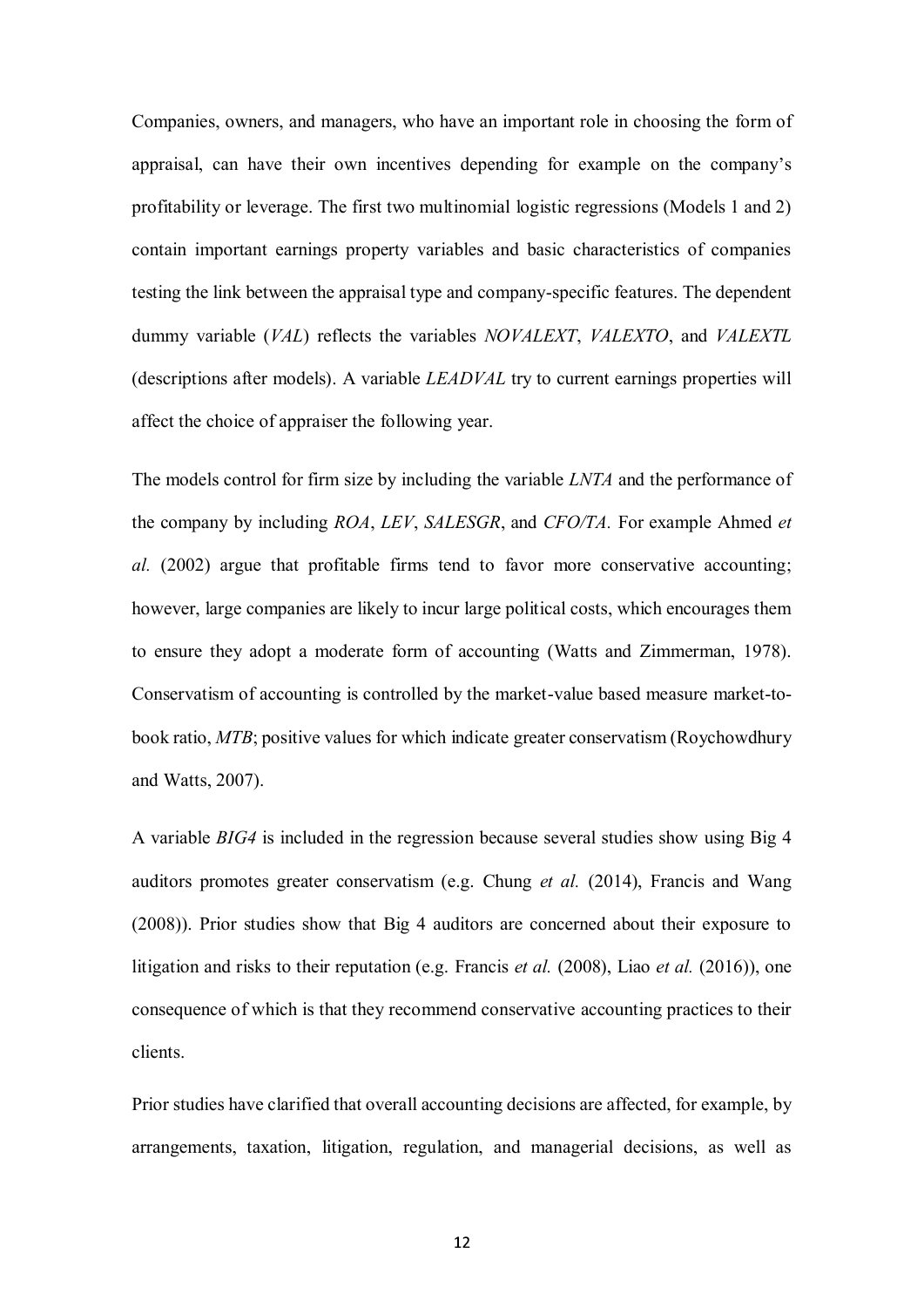Companies, owners, and managers, who have an important role in choosing the form of appraisal, can have their own incentives depending for example on the company's profitability or leverage. The first two multinomial logistic regressions (Models 1 and 2) contain important earnings property variables and basic characteristics of companies testing the link between the appraisal type and company-specific features. The dependent dummy variable (*VAL*) reflects the variables *NOVALEXT*, *VALEXTO*, and *VALEXTL* (descriptions after models). A variable *LEADVAL* try to current earnings properties will affect the choice of appraiser the following year.

The models control for firm size by including the variable *LNTA* and the performance of the company by including *ROA*, *LEV*, *SALESGR*, and *CFO/TA.* For example Ahmed *et al.* (2002) argue that profitable firms tend to favor more conservative accounting; however, large companies are likely to incur large political costs, which encourages them to ensure they adopt a moderate form of accounting (Watts and Zimmerman, 1978). Conservatism of accounting is controlled by the market-value based measure market-to-book ratio, *MTB*; positive values for which indicate greater conservatism (Roychowdhury and Watts, 2007).

A variable *BIG4* is included in the regression because several studies show using Big 4 auditors promotes greater conservatism (e.g. Chung *et al.* (2014), Francis and Wang (2008)). Prior studies show that Big 4 auditors are concerned about their exposure to litigation and risks to their reputation (e.g. Francis *et al.* (2008), Liao *et al.* (2016)), one consequence of which is that they recommend conservative accounting practices to their clients.

Prior studies have clarified that overall accounting decisions are affected, for example, by arrangements, taxation, litigation, regulation, and managerial decisions, as well as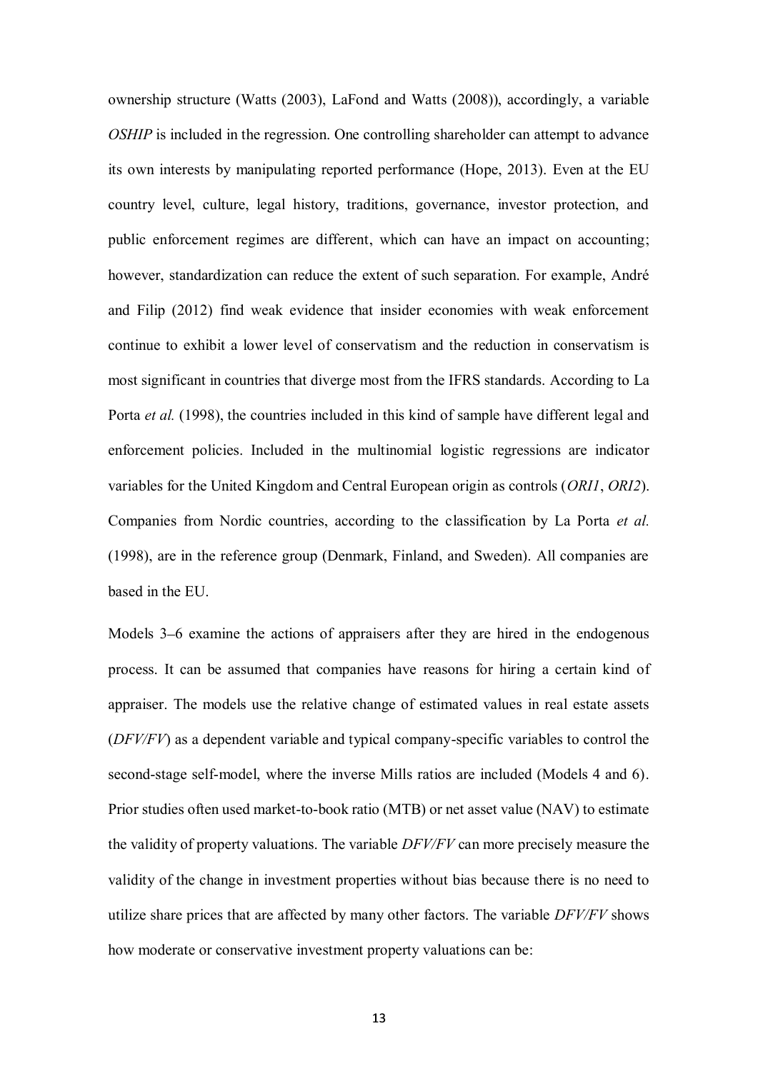ownership structure (Watts (2003), LaFond and Watts (2008)), accordingly, a variable *OSHIP* is included in the regression. One controlling shareholder can attempt to advance its own interests by manipulating reported performance (Hope, 2013). Even at the EU country level, culture, legal history, traditions, governance, investor protection, and public enforcement regimes are different, which can have an impact on accounting; however, standardization can reduce the extent of such separation. For example, André and Filip (2012) find weak evidence that insider economies with weak enforcement continue to exhibit a lower level of conservatism and the reduction in conservatism is most significant in countries that diverge most from the IFRS standards. According to La Porta *et al.* (1998), the countries included in this kind of sample have different legal and enforcement policies. Included in the multinomial logistic regressions are indicator variables for the United Kingdom and Central European origin as controls (*ORI1*, *ORI2*). Companies from Nordic countries, according to the classification by La Porta *et al.* (1998), are in the reference group (Denmark, Finland, and Sweden). All companies are based in the EU.

Models 3–6 examine the actions of appraisers after they are hired in the endogenous process. It can be assumed that companies have reasons for hiring a certain kind of appraiser. The models use the relative change of estimated values in real estate assets (*DFV/FV*) as a dependent variable and typical company-specific variables to control the second-stage self-model, where the inverse Mills ratios are included (Models 4 and 6). Prior studies often used market-to-book ratio (MTB) or net asset value (NAV) to estimate the validity of property valuations. The variable *DFV/FV* can more precisely measure the validity of the change in investment properties without bias because there is no need to utilize share prices that are affected by many other factors. The variable *DFV/FV* shows how moderate or conservative investment property valuations can be: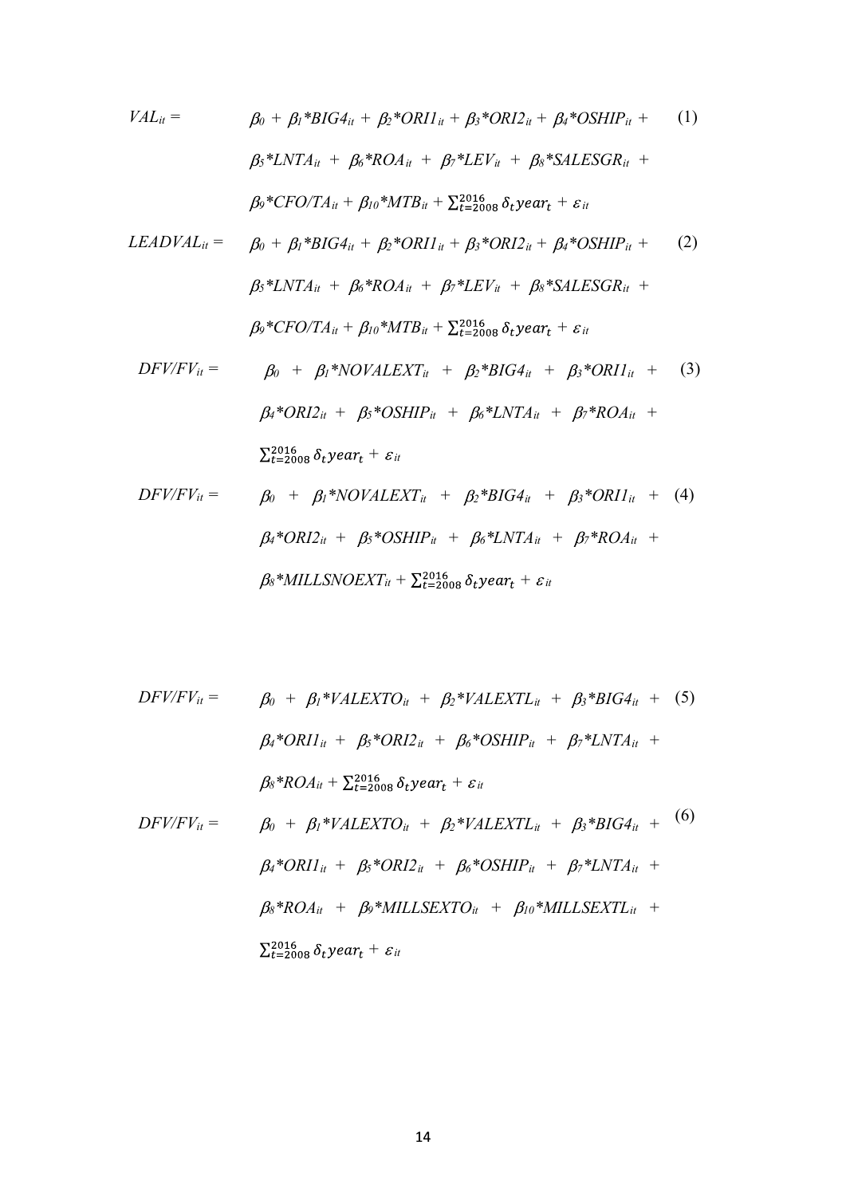$$VAL_{it} = \beta_0 + \beta_1{*}BIG4_{it} + \beta_2{*}ORI1_{it} + \beta_3{*}ORI2_{it} + \beta_4{*}OSHIP_{it} + \beta_5{*}LNTA_{it} + \beta_6{*}ROA_{it} + \beta_7{*}LEV_{it} + \beta_8{*}SALESGR_{it} + \beta_9{*}CFO/TA_{it} + \beta_{10}{*}MTB_{it} + \sum_{t=2008}^{2016} \delta_t year_t + \varepsilon_{it} \quad (1)$$

$$LEADVAL_{it} = \beta_0 + \beta_1{*}BIG4_{it} + \beta_2{*}ORI1_{it} + \beta_3{*}ORI2_{it} + \beta_4{*}OSHIP_{it} + \beta_5{*}LNTA_{it} + \beta_6{*}ROA_{it} + \beta_7{*}LEV_{it} + \beta_8{*}SALESGR_{it} + \beta_9{*}CFO/TA_{it} + \beta_{10}{*}MTB_{it} + \sum_{t=2008}^{2016} \delta_t year_t + \varepsilon_{it} \quad (2)$$

$$DFV/FV_{it} = \beta_0 + \beta_1{*}NOVALEXT_{it} + \beta_2{*}BIG4_{it} + \beta_3{*}ORI1_{it} + \beta_4{*}ORI2_{it} + \beta_5{*}OSHIP_{it} + \beta_6{*}LNTA_{it} + \beta_7{*}ROA_{it} + \sum_{t=2008}^{2016} \delta_t year_t + \varepsilon_{it} \quad (3)$$

$$DFV/FV_{it} = \beta_0 + \beta_1{*}NOVALEXT_{it} + \beta_2{*}BIG4_{it} + \beta_3{*}ORI1_{it} + \beta_4{*}ORI2_{it} + \beta_5{*}OSHIP_{it} + \beta_6{*}LNTA_{it} + \beta_7{*}ROA_{it} + \beta_8{*}MILLSNOEXT_{it} + \sum_{t=2008}^{2016} \delta_t year_t + \varepsilon_{it} \quad (4)$$

$$DFV/FV_{it} = \beta_0 + \beta_1{*}VALEXTO_{it} + \beta_2{*}VALEXTL_{it} + \beta_3{*}BIG4_{it} + \beta_4{*}ORI1_{it} + \beta_5{*}ORI2_{it} + \beta_6{*}OSHIP_{it} + \beta_7{*}LNTA_{it} + \beta_8{*}ROA_{it} + \sum_{t=2008}^{2016} \delta_t year_t + \varepsilon_{it} \quad (5)$$

$$DFV/FV_{it} = \beta_0 + \beta_1{*}VALEXTO_{it} + \beta_2{*}VALEXTL_{it} + \beta_3{*}BIG4_{it} + \beta_4{*}ORI1_{it} + \beta_5{*}ORI2_{it} + \beta_6{*}OSHIP_{it} + \beta_7{*}LNTA_{it} + \beta_8{*}ROA_{it} + \beta_9{*}MILLSEXTO_{it} + \beta_{10}{*}MILLSEXTL_{it} + \sum_{t=2008}^{2016} \delta_t year_t + \varepsilon_{it} \quad (6)$$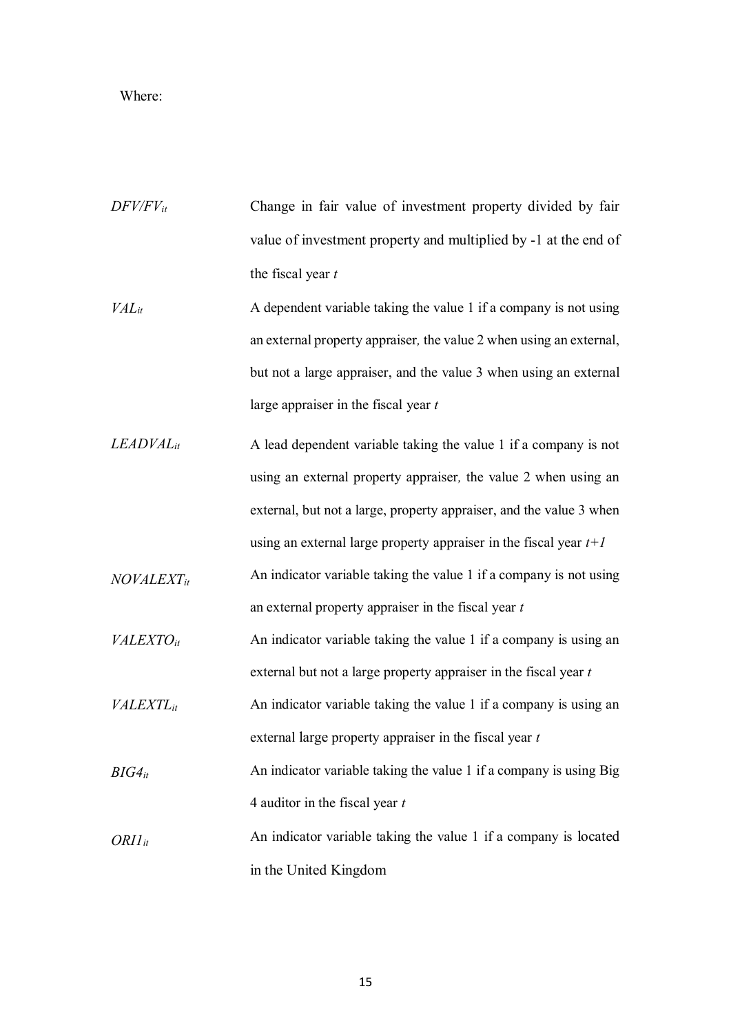Where:

| | |
|---|---|
| $DFV/FV_{it}$ | Change in fair value of investment property divided by fair value of investment property and multiplied by -1 at the end of the fiscal year *t* |
| $VAL_{it}$ | A dependent variable taking the value 1 if a company is not using an external property appraiser*,* the value 2 when using an external, but not a large appraiser, and the value 3 when using an external large appraiser in the fiscal year *t* |
| $LEADVAL_{it}$ | A lead dependent variable taking the value 1 if a company is not using an external property appraiser*,* the value 2 when using an external, but not a large, property appraiser, and the value 3 when using an external large property appraiser in the fiscal year *t+1* |
| $NOVALEXT_{it}$ | An indicator variable taking the value 1 if a company is not using an external property appraiser in the fiscal year *t* |
| $VALEXTO_{it}$ | An indicator variable taking the value 1 if a company is using an external but not a large property appraiser in the fiscal year *t* |
| $VALEXTL_{it}$ | An indicator variable taking the value 1 if a company is using an external large property appraiser in the fiscal year *t* |
| $BIG4_{it}$ | An indicator variable taking the value 1 if a company is using Big 4 auditor in the fiscal year *t* |
| $ORI1_{it}$ | An indicator variable taking the value 1 if a company is located in the United Kingdom |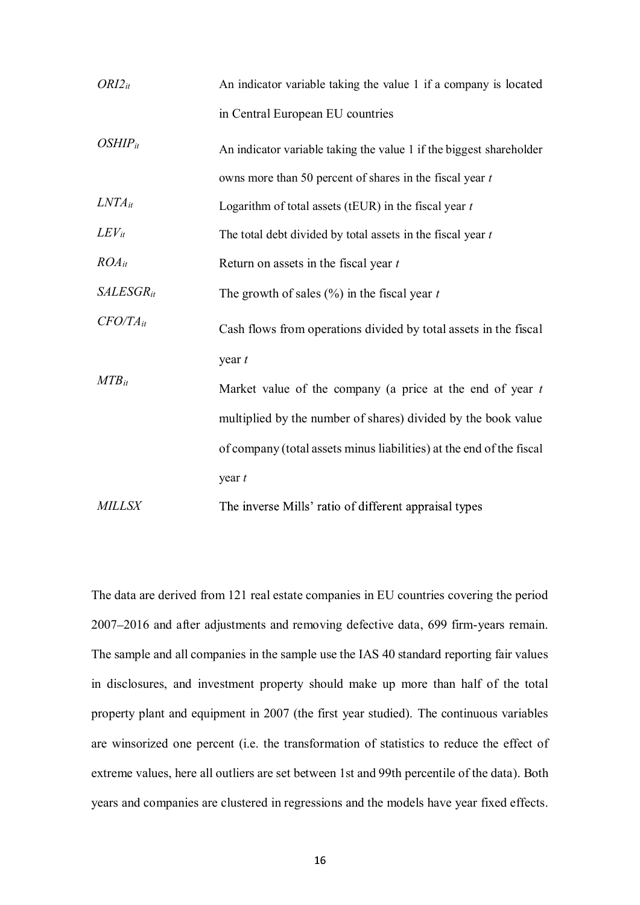| | |
|---|---|
| $ORI2_{it}$ | An indicator variable taking the value 1 if a company is located in Central European EU countries |
| $OSHIP_{it}$ | An indicator variable taking the value 1 if the biggest shareholder owns more than 50 percent of shares in the fiscal year *t* |
| $LNTA_{it}$ | Logarithm of total assets (tEUR) in the fiscal year *t* |
| $LEV_{it}$ | The total debt divided by total assets in the fiscal year *t* |
| $ROA_{it}$ | Return on assets in the fiscal year *t* |
| $SALESGR_{it}$ | The growth of sales (%) in the fiscal year *t* |
| $CFO/TA_{it}$ | Cash flows from operations divided by total assets in the fiscal year *t* |
| $MTB_{it}$ | Market value of the company (a price at the end of year *t* multiplied by the number of shares) divided by the book value of company (total assets minus liabilities) at the end of the fiscal year *t* |
| *MILLSX* | The inverse Mills' ratio of different appraisal types |

The data are derived from 121 real estate companies in EU countries covering the period 2007–2016 and after adjustments and removing defective data, 699 firm-years remain. The sample and all companies in the sample use the IAS 40 standard reporting fair values in disclosures, and investment property should make up more than half of the total property plant and equipment in 2007 (the first year studied). The continuous variables are winsorized one percent (i.e. the transformation of statistics to reduce the effect of extreme values, here all outliers are set between 1st and 99th percentile of the data). Both years and companies are clustered in regressions and the models have year fixed effects.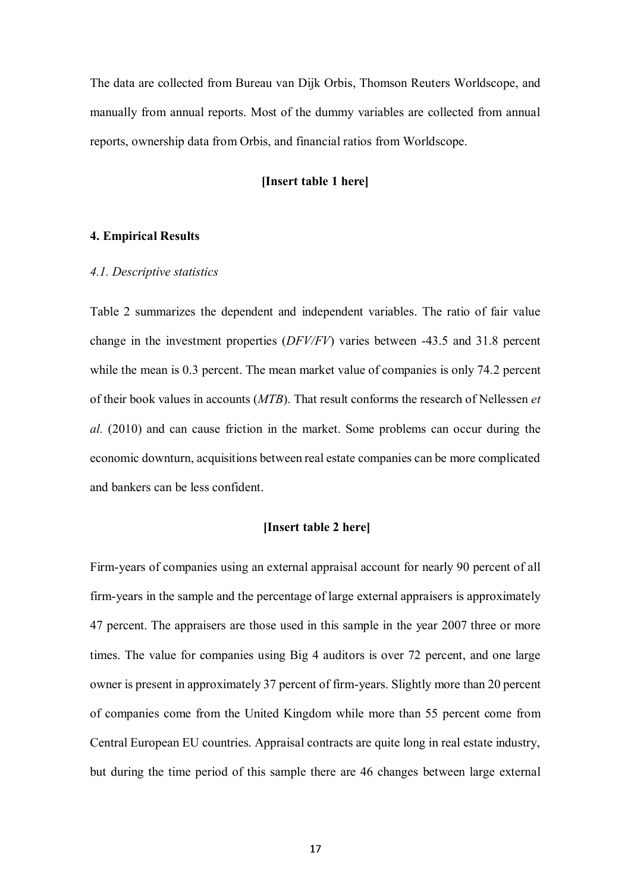The data are collected from Bureau van Dijk Orbis, Thomson Reuters Worldscope, and manually from annual reports. Most of the dummy variables are collected from annual reports, ownership data from Orbis, and financial ratios from Worldscope.

**[Insert table 1 here]**

## 4. Empirical Results

### *4.1. Descriptive statistics*

Table 2 summarizes the dependent and independent variables. The ratio of fair value change in the investment properties (*DFV/FV*) varies between -43.5 and 31.8 percent while the mean is 0.3 percent. The mean market value of companies is only 74.2 percent of their book values in accounts (*MTB*). That result conforms the research of Nellessen *et al.* (2010) and can cause friction in the market. Some problems can occur during the economic downturn, acquisitions between real estate companies can be more complicated and bankers can be less confident.

**[Insert table 2 here]**

Firm-years of companies using an external appraisal account for nearly 90 percent of all firm-years in the sample and the percentage of large external appraisers is approximately 47 percent. The appraisers are those used in this sample in the year 2007 three or more times. The value for companies using Big 4 auditors is over 72 percent, and one large owner is present in approximately 37 percent of firm-years. Slightly more than 20 percent of companies come from the United Kingdom while more than 55 percent come from Central European EU countries. Appraisal contracts are quite long in real estate industry, but during the time period of this sample there are 46 changes between large external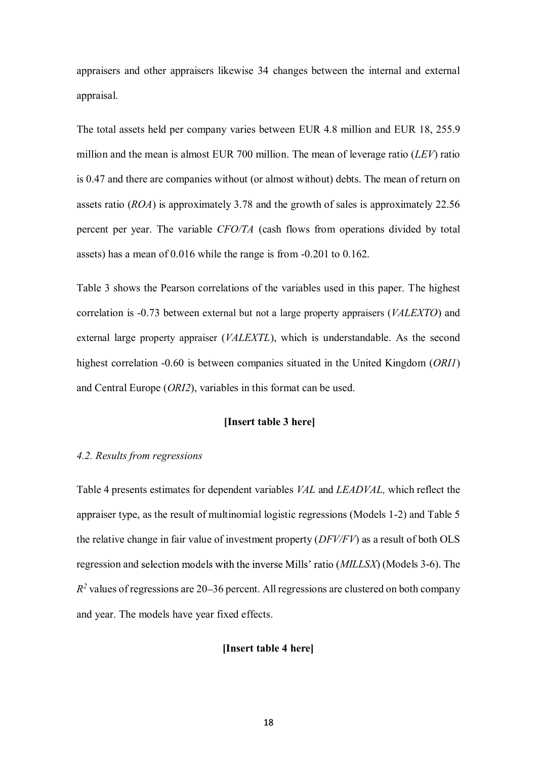appraisers and other appraisers likewise 34 changes between the internal and external appraisal.

The total assets held per company varies between EUR 4.8 million and EUR 18, 255.9 million and the mean is almost EUR 700 million. The mean of leverage ratio (*LEV*) ratio is 0.47 and there are companies without (or almost without) debts. The mean of return on assets ratio (*ROA*) is approximately 3.78 and the growth of sales is approximately 22.56 percent per year. The variable *CFO/TA* (cash flows from operations divided by total assets) has a mean of 0.016 while the range is from -0.201 to 0.162.

Table 3 shows the Pearson correlations of the variables used in this paper. The highest correlation is -0.73 between external but not a large property appraisers (*VALEXTO*) and external large property appraiser (*VALEXTL*), which is understandable. As the second highest correlation -0.60 is between companies situated in the United Kingdom (*ORI1*) and Central Europe (*ORI2*), variables in this format can be used.

**[Insert table 3 here]**

*4.2. Results from regressions*

Table 4 presents estimates for dependent variables *VAL* and *LEADVAL*, which reflect the appraiser type, as the result of multinomial logistic regressions (Models 1-2) and Table 5 the relative change in fair value of investment property (*DFV/FV*) as a result of both OLS regression and selection models with the inverse Mills' ratio (*MILLSX*) (Models 3-6). The $R^2$ values of regressions are 20–36 percent. All regressions are clustered on both company and year. The models have year fixed effects.

**[Insert table 4 here]**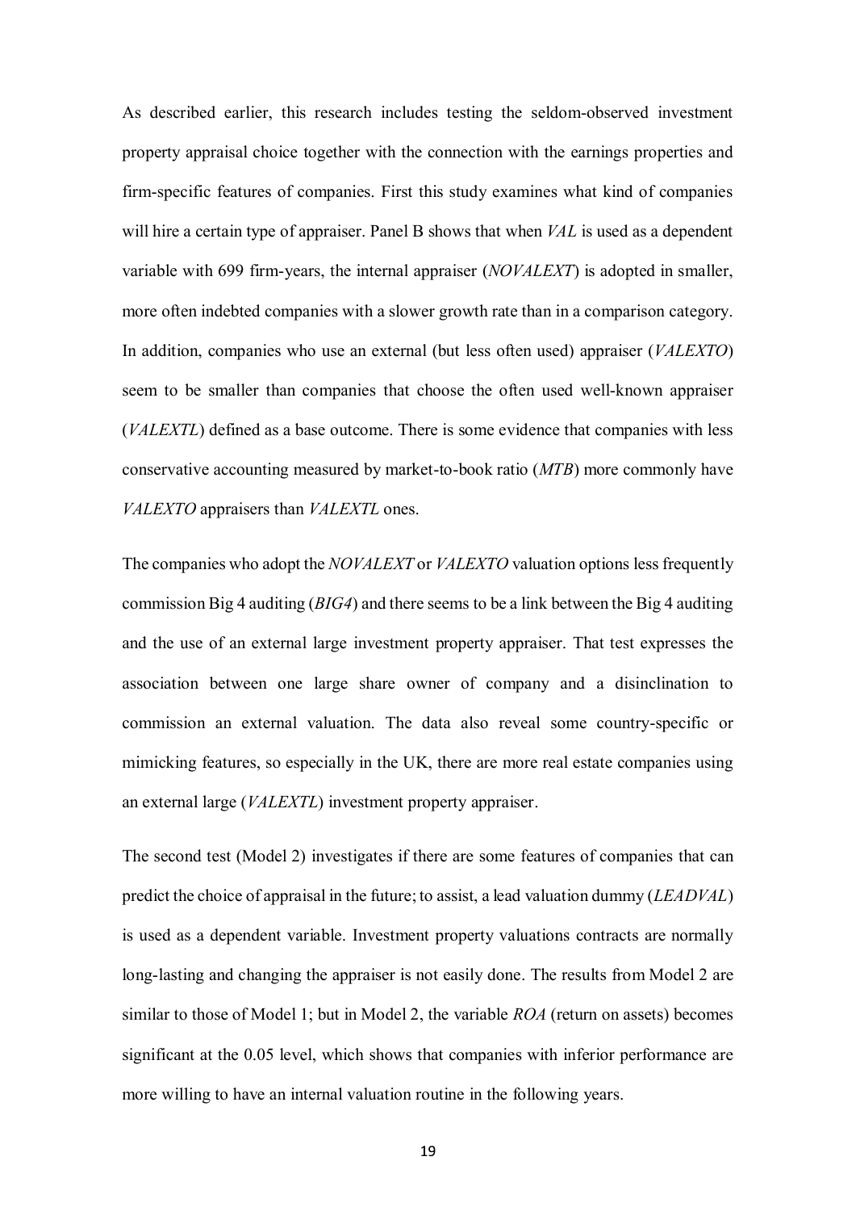As described earlier, this research includes testing the seldom-observed investment property appraisal choice together with the connection with the earnings properties and firm-specific features of companies. First this study examines what kind of companies will hire a certain type of appraiser. Panel B shows that when *VAL* is used as a dependent variable with 699 firm-years, the internal appraiser (*NOVALEXT*) is adopted in smaller, more often indebted companies with a slower growth rate than in a comparison category. In addition, companies who use an external (but less often used) appraiser (*VALEXTO*) seem to be smaller than companies that choose the often used well-known appraiser (*VALEXTL*) defined as a base outcome. There is some evidence that companies with less conservative accounting measured by market-to-book ratio (*MTB*) more commonly have *VALEXTO* appraisers than *VALEXTL* ones.

The companies who adopt the *NOVALEXT* or *VALEXTO* valuation options less frequently commission Big 4 auditing (*BIG4*) and there seems to be a link between the Big 4 auditing and the use of an external large investment property appraiser. That test expresses the association between one large share owner of company and a disinclination to commission an external valuation. The data also reveal some country-specific or mimicking features, so especially in the UK, there are more real estate companies using an external large (*VALEXTL*) investment property appraiser.

The second test (Model 2) investigates if there are some features of companies that can predict the choice of appraisal in the future; to assist, a lead valuation dummy (*LEADVAL*) is used as a dependent variable. Investment property valuations contracts are normally long-lasting and changing the appraiser is not easily done. The results from Model 2 are similar to those of Model 1; but in Model 2, the variable *ROA* (return on assets) becomes significant at the 0.05 level, which shows that companies with inferior performance are more willing to have an internal valuation routine in the following years.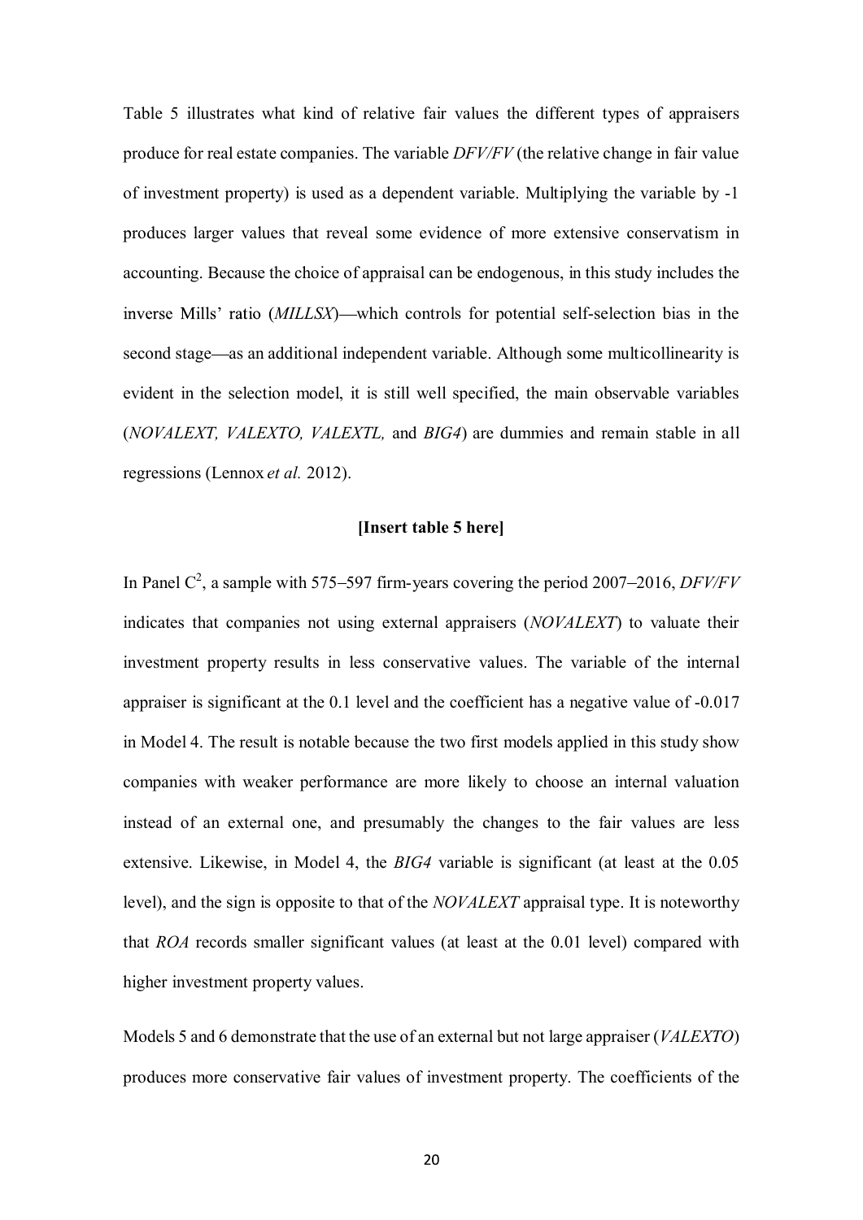Table 5 illustrates what kind of relative fair values the different types of appraisers produce for real estate companies. The variable *DFV/FV* (the relative change in fair value of investment property) is used as a dependent variable. Multiplying the variable by -1 produces larger values that reveal some evidence of more extensive conservatism in accounting. Because the choice of appraisal can be endogenous, in this study includes the inverse Mills' ratio (*MILLSX*)—which controls for potential self-selection bias in the second stage—as an additional independent variable. Although some multicollinearity is evident in the selection model, it is still well specified, the main observable variables (*NOVALEXT, VALEXTO, VALEXTL,* and *BIG4*) are dummies and remain stable in all regressions (Lennox *et al.* 2012).

**[Insert table 5 here]**

In Panel C[2], a sample with 575–597 firm-years covering the period 2007–2016, *DFV/FV* indicates that companies not using external appraisers (*NOVALEXT*) to valuate their investment property results in less conservative values. The variable of the internal appraiser is significant at the 0.1 level and the coefficient has a negative value of -0.017 in Model 4. The result is notable because the two first models applied in this study show companies with weaker performance are more likely to choose an internal valuation instead of an external one, and presumably the changes to the fair values are less extensive. Likewise, in Model 4, the *BIG4* variable is significant (at least at the 0.05 level), and the sign is opposite to that of the *NOVALEXT* appraisal type. It is noteworthy that *ROA* records smaller significant values (at least at the 0.01 level) compared with higher investment property values.

Models 5 and 6 demonstrate that the use of an external but not large appraiser (*VALEXTO*) produces more conservative fair values of investment property. The coefficients of the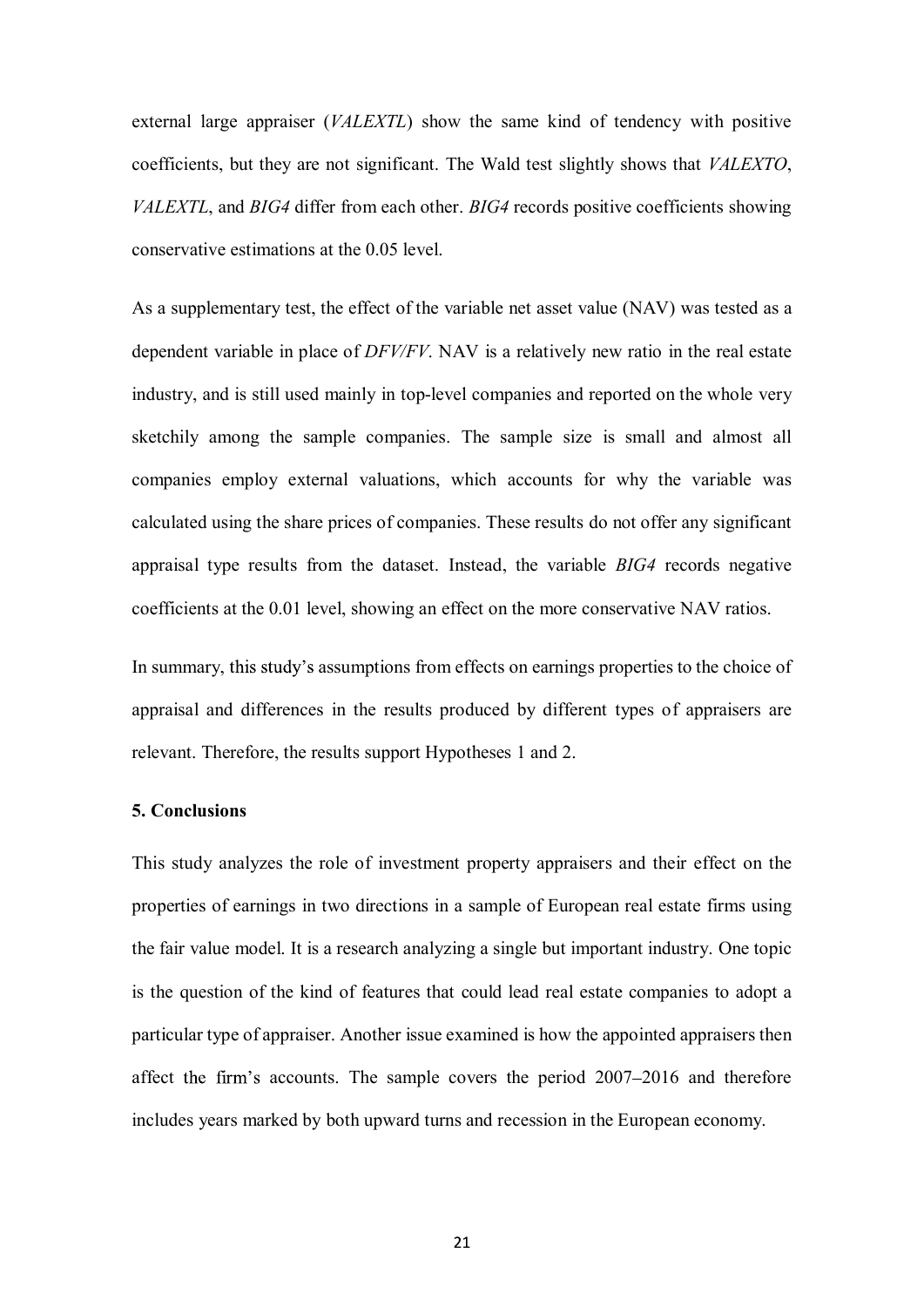external large appraiser (*VALEXTL*) show the same kind of tendency with positive coefficients, but they are not significant. The Wald test slightly shows that *VALEXTO*, *VALEXTL*, and *BIG4* differ from each other. *BIG4* records positive coefficients showing conservative estimations at the 0.05 level.

As a supplementary test, the effect of the variable net asset value (NAV) was tested as a dependent variable in place of *DFV/FV*. NAV is a relatively new ratio in the real estate industry, and is still used mainly in top-level companies and reported on the whole very sketchily among the sample companies. The sample size is small and almost all companies employ external valuations, which accounts for why the variable was calculated using the share prices of companies. These results do not offer any significant appraisal type results from the dataset. Instead, the variable *BIG4* records negative coefficients at the 0.01 level, showing an effect on the more conservative NAV ratios.

In summary, this study's assumptions from effects on earnings properties to the choice of appraisal and differences in the results produced by different types of appraisers are relevant. Therefore, the results support Hypotheses 1 and 2.

## 5. Conclusions

This study analyzes the role of investment property appraisers and their effect on the properties of earnings in two directions in a sample of European real estate firms using the fair value model. It is a research analyzing a single but important industry. One topic is the question of the kind of features that could lead real estate companies to adopt a particular type of appraiser. Another issue examined is how the appointed appraisers then affect the firm's accounts. The sample covers the period 2007–2016 and therefore includes years marked by both upward turns and recession in the European economy.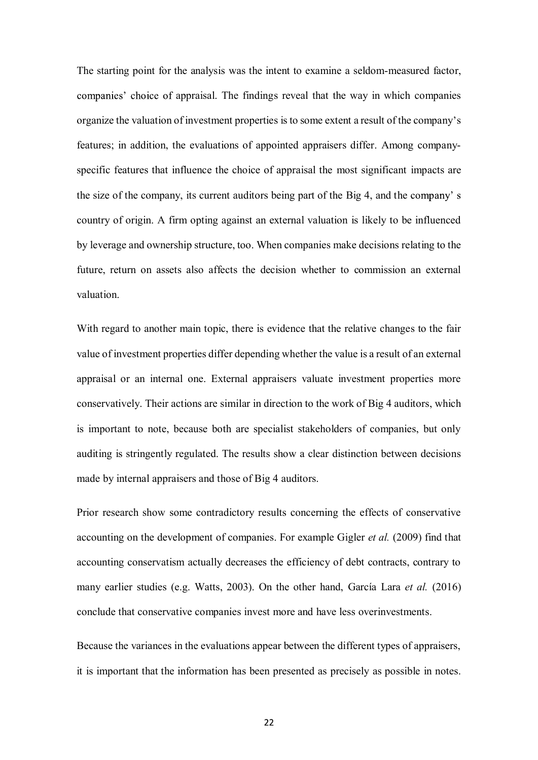The starting point for the analysis was the intent to examine a seldom-measured factor, companies' choice of appraisal. The findings reveal that the way in which companies organize the valuation of investment properties is to some extent a result of the company's features; in addition, the evaluations of appointed appraisers differ. Among company-specific features that influence the choice of appraisal the most significant impacts are the size of the company, its current auditors being part of the Big 4, and the company' s country of origin. A firm opting against an external valuation is likely to be influenced by leverage and ownership structure, too. When companies make decisions relating to the future, return on assets also affects the decision whether to commission an external valuation.

With regard to another main topic, there is evidence that the relative changes to the fair value of investment properties differ depending whether the value is a result of an external appraisal or an internal one. External appraisers valuate investment properties more conservatively. Their actions are similar in direction to the work of Big 4 auditors, which is important to note, because both are specialist stakeholders of companies, but only auditing is stringently regulated. The results show a clear distinction between decisions made by internal appraisers and those of Big 4 auditors.

Prior research show some contradictory results concerning the effects of conservative accounting on the development of companies. For example Gigler *et al.* (2009) find that accounting conservatism actually decreases the efficiency of debt contracts, contrary to many earlier studies (e.g. Watts, 2003). On the other hand, García Lara *et al.* (2016) conclude that conservative companies invest more and have less overinvestments.

Because the variances in the evaluations appear between the different types of appraisers, it is important that the information has been presented as precisely as possible in notes.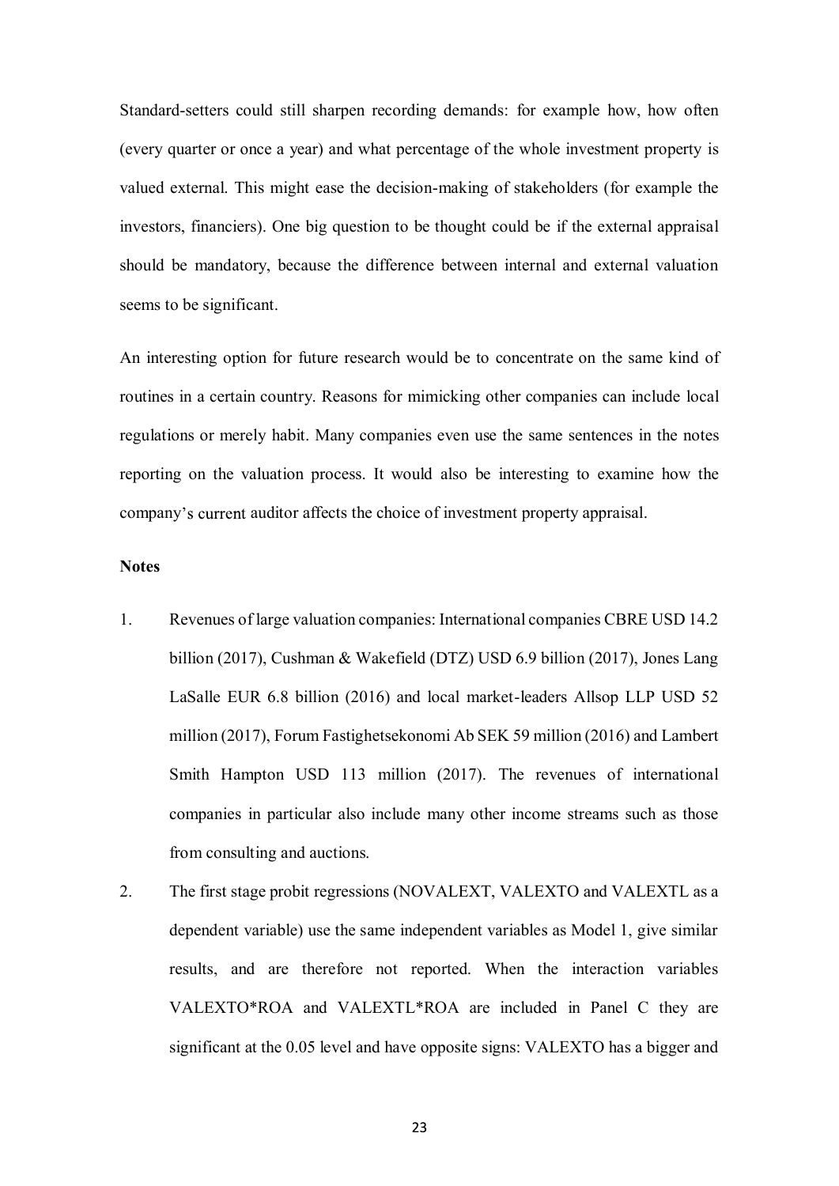Standard-setters could still sharpen recording demands: for example how, how often (every quarter or once a year) and what percentage of the whole investment property is valued external. This might ease the decision-making of stakeholders (for example the investors, financiers). One big question to be thought could be if the external appraisal should be mandatory, because the difference between internal and external valuation seems to be significant.

An interesting option for future research would be to concentrate on the same kind of routines in a certain country. Reasons for mimicking other companies can include local regulations or merely habit. Many companies even use the same sentences in the notes reporting on the valuation process. It would also be interesting to examine how the company's current auditor affects the choice of investment property appraisal.

**Notes**

1. Revenues of large valuation companies: International companies CBRE USD 14.2 billion (2017), Cushman & Wakefield (DTZ) USD 6.9 billion (2017), Jones Lang LaSalle EUR 6.8 billion (2016) and local market-leaders Allsop LLP USD 52 million (2017), Forum Fastighetsekonomi Ab SEK 59 million (2016) and Lambert Smith Hampton USD 113 million (2017). The revenues of international companies in particular also include many other income streams such as those from consulting and auctions.
2. The first stage probit regressions (NOVALEXT, VALEXTO and VALEXTL as a dependent variable) use the same independent variables as Model 1, give similar results, and are therefore not reported. When the interaction variables VALEXTO*ROA and VALEXTL*ROA are included in Panel C they are significant at the 0.05 level and have opposite signs: VALEXTO has a bigger and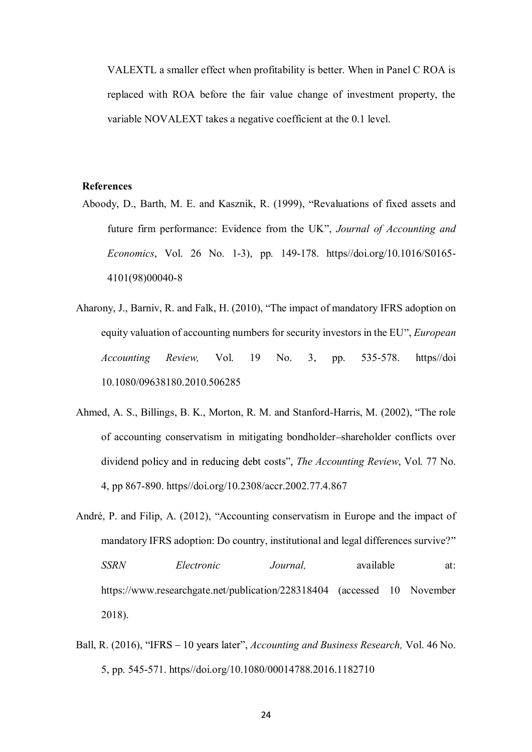VALEXTL a smaller effect when profitability is better. When in Panel C ROA is replaced with ROA before the fair value change of investment property, the variable NOVALEXT takes a negative coefficient at the 0.1 level.

**References**

Aboody, D., Barth, M. E. and Kasznik, R. (1999), "Revaluations of fixed assets and future firm performance: Evidence from the UK", *Journal of Accounting and Economics*, Vol. 26 No. 1-3), pp. 149-178. https//doi.org/10.1016/S0165-4101(98)00040-8

Aharony, J., Barniv, R. and Falk, H. (2010), "The impact of mandatory IFRS adoption on equity valuation of accounting numbers for security investors in the EU", *European Accounting Review,* Vol. 19 No. 3, pp. 535-578. https//doi 10.1080/09638180.2010.506285

Ahmed, A. S., Billings, B. K., Morton, R. M. and Stanford-Harris, M. (2002), "The role of accounting conservatism in mitigating bondholder–shareholder conflicts over dividend policy and in reducing debt costs", *The Accounting Review*, Vol. 77 No. 4, pp 867-890. https//doi.org/10.2308/accr.2002.77.4.867

André, P. and Filip, A. (2012), "Accounting conservatism in Europe and the impact of mandatory IFRS adoption: Do country, institutional and legal differences survive?" *SSRN Electronic Journal,* available at: https://www.researchgate.net/publication/228318404 (accessed 10 November 2018).

Ball, R. (2016), "IFRS – 10 years later", *Accounting and Business Research,* Vol. 46 No. 5, pp. 545-571. https//doi.org/10.1080/00014788.2016.1182710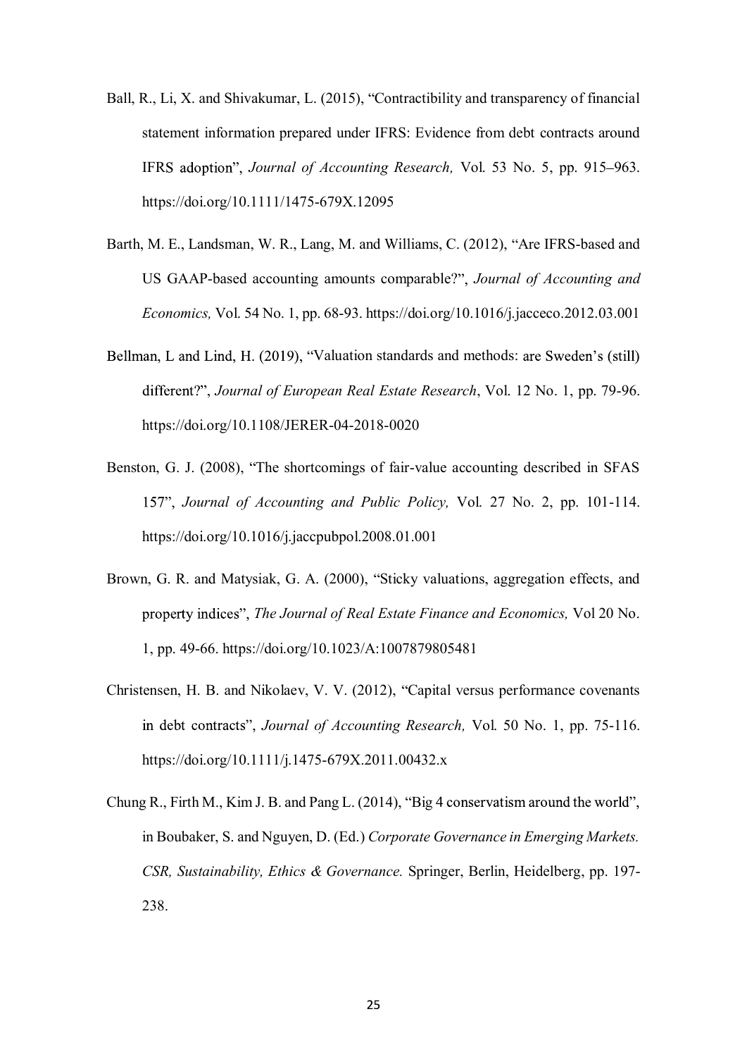Ball, R., Li, X. and Shivakumar, L. (2015), "Contractibility and transparency of financial statement information prepared under IFRS: Evidence from debt contracts around IFRS adoption", *Journal of Accounting Research,* Vol. 53 No. 5, pp. 915–963. https://doi.org/10.1111/1475-679X.12095

Barth, M. E., Landsman, W. R., Lang, M. and Williams, C. (2012), "Are IFRS-based and US GAAP-based accounting amounts comparable?", *Journal of Accounting and Economics,* Vol. 54 No. 1, pp. 68-93. https://doi.org/10.1016/j.jacceco.2012.03.001

Bellman, L and Lind, H. (2019), "Valuation standards and methods: are Sweden's (still) different?", *Journal of European Real Estate Research*, Vol. 12 No. 1, pp. 79-96. https://doi.org/10.1108/JERER-04-2018-0020

Benston, G. J. (2008), "The shortcomings of fair-value accounting described in SFAS 157", *Journal of Accounting and Public Policy,* Vol. 27 No. 2, pp. 101-114. https://doi.org/10.1016/j.jaccpubpol.2008.01.001

Brown, G. R. and Matysiak, G. A. (2000), "Sticky valuations, aggregation effects, and property indices", *The Journal of Real Estate Finance and Economics,* Vol 20 No. 1, pp. 49-66. https://doi.org/10.1023/A:1007879805481

Christensen, H. B. and Nikolaev, V. V. (2012), "Capital versus performance covenants in debt contracts", *Journal of Accounting Research,* Vol. 50 No. 1, pp. 75-116. https://doi.org/10.1111/j.1475-679X.2011.00432.x

Chung R., Firth M., Kim J. B. and Pang L. (2014), "Big 4 conservatism around the world", in Boubaker, S. and Nguyen, D. (Ed.) *Corporate Governance in Emerging Markets. CSR, Sustainability, Ethics & Governance.* Springer, Berlin, Heidelberg, pp. 197-238.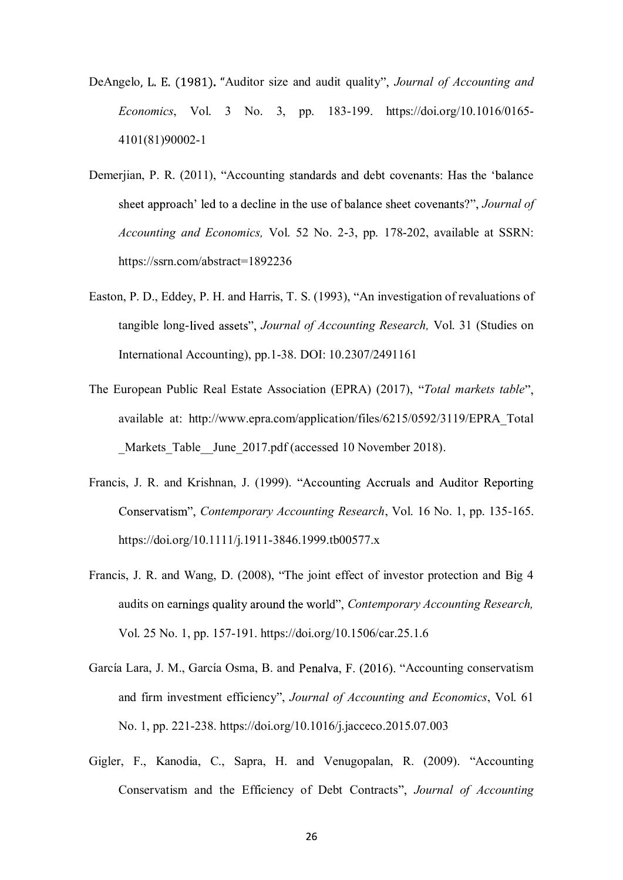DeAngelo, L. E. (1981). "Auditor size and audit quality", *Journal of Accounting and Economics*, Vol. 3 No. 3, pp. 183-199. https://doi.org/10.1016/0165-4101(81)90002-1

Demerjian, P. R. (2011), "Accounting standards and debt covenants: Has the 'balance sheet approach' led to a decline in the use of balance sheet covenants?", *Journal of Accounting and Economics,* Vol. 52 No. 2-3, pp. 178-202, available at SSRN: https://ssrn.com/abstract=1892236

Easton, P. D., Eddey, P. H. and Harris, T. S. (1993), "An investigation of revaluations of tangible long-lived assets", *Journal of Accounting Research,* Vol. 31 (Studies on International Accounting), pp.1-38. DOI: 10.2307/2491161

The European Public Real Estate Association (EPRA) (2017), "*Total markets table*", available at: http://www.epra.com/application/files/6215/0592/3119/EPRA_Total_Markets_Table__June_2017.pdf (accessed 10 November 2018).

Francis, J. R. and Krishnan, J. (1999). "Accounting Accruals and Auditor Reporting Conservatism", *Contemporary Accounting Research*, Vol. 16 No. 1, pp. 135-165. https://doi.org/10.1111/j.1911-3846.1999.tb00577.x

Francis, J. R. and Wang, D. (2008), "The joint effect of investor protection and Big 4 audits on earnings quality around the world", *Contemporary Accounting Research,* Vol. 25 No. 1, pp. 157-191. https://doi.org/10.1506/car.25.1.6

García Lara, J. M., García Osma, B. and Penalva, F. (2016). "Accounting conservatism and firm investment efficiency", *Journal of Accounting and Economics*, Vol. 61 No. 1, pp. 221-238. https://doi.org/10.1016/j.jacceco.2015.07.003

Gigler, F., Kanodia, C., Sapra, H. and Venugopalan, R. (2009). "Accounting Conservatism and the Efficiency of Debt Contracts", *Journal of Accounting*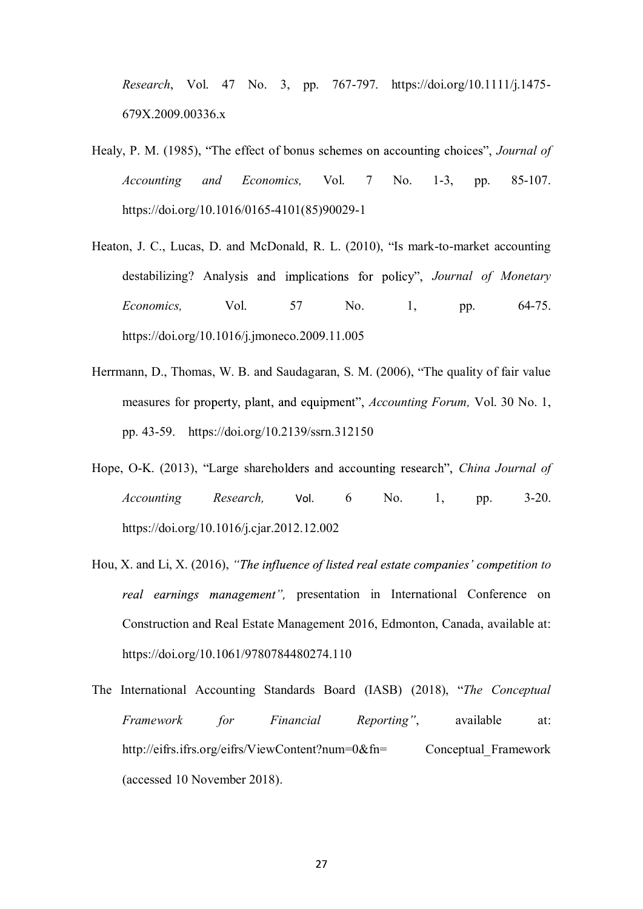*Research*, Vol. 47 No. 3, pp. 767-797. https://doi.org/10.1111/j.1475-679X.2009.00336.x

Healy, P. M. (1985), "The effect of bonus schemes on accounting choices", *Journal of Accounting and Economics,* Vol. 7 No. 1-3, pp. 85-107. https://doi.org/10.1016/0165-4101(85)90029-1

Heaton, J. C., Lucas, D. and McDonald, R. L. (2010), "Is mark-to-market accounting destabilizing? Analysis and implications for policy", *Journal of Monetary Economics,* Vol. 57 No. 1, pp. 64-75. https://doi.org/10.1016/j.jmoneco.2009.11.005

Herrmann, D., Thomas, W. B. and Saudagaran, S. M. (2006), "The quality of fair value measures for property, plant, and equipment", *Accounting Forum,* Vol. 30 No. 1, pp. 43-59. https://doi.org/10.2139/ssrn.312150

Hope, O-K. (2013), "Large shareholders and accounting research", *China Journal of Accounting Research,* Vol. 6 No. 1, pp. 3-20. https://doi.org/10.1016/j.cjar.2012.12.002

Hou, X. and Li, X. (2016), *"The influence of listed real estate companies' competition to real earnings management",* presentation in International Conference on Construction and Real Estate Management 2016, Edmonton, Canada, available at: https://doi.org/10.1061/9780784480274.110

The International Accounting Standards Board (IASB) (2018), "*The Conceptual Framework for Financial Reporting"*, available at: http://eifrs.ifrs.org/eifrs/ViewContent?num=0&fn= Conceptual_Framework (accessed 10 November 2018).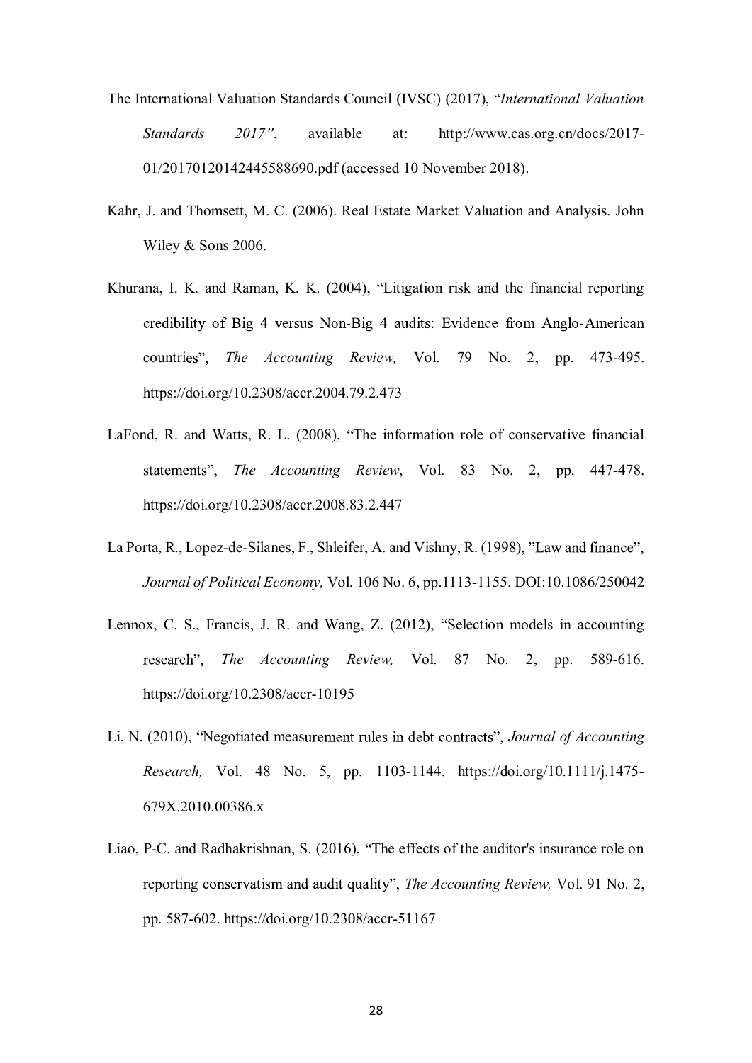The International Valuation Standards Council (IVSC) (2017), "*International Valuation Standards 2017"*, available at: http://www.cas.org.cn/docs/2017-01/20170120142445588690.pdf (accessed 10 November 2018).

Kahr, J. and Thomsett, M. C. (2006). Real Estate Market Valuation and Analysis. John Wiley & Sons 2006.

Khurana, I. K. and Raman, K. K. (2004), "Litigation risk and the financial reporting credibility of Big 4 versus Non-Big 4 audits: Evidence from Anglo-American countries", *The Accounting Review,* Vol. 79 No. 2, pp. 473-495. https://doi.org/10.2308/accr.2004.79.2.473

LaFond, R. and Watts, R. L. (2008), "The information role of conservative financial statements", *The Accounting Review*, Vol. 83 No. 2, pp. 447-478. https://doi.org/10.2308/accr.2008.83.2.447

La Porta, R., Lopez-de-Silanes, F., Shleifer, A. and Vishny, R. (1998), "Law and finance", *Journal of Political Economy,* Vol. 106 No. 6, pp.1113-1155. DOI:10.1086/250042

Lennox, C. S., Francis, J. R. and Wang, Z. (2012), "Selection models in accounting research", *The Accounting Review,* Vol. 87 No. 2, pp. 589-616. https://doi.org/10.2308/accr-10195

Li, N. (2010), "Negotiated measurement rules in debt contracts", *Journal of Accounting Research,* Vol. 48 No. 5, pp. 1103-1144. https://doi.org/10.1111/j.1475-679X.2010.00386.x

Liao, P-C. and Radhakrishnan, S. (2016), "The effects of the auditor's insurance role on reporting conservatism and audit quality", *The Accounting Review,* Vol. 91 No. 2, pp. 587-602. https://doi.org/10.2308/accr-51167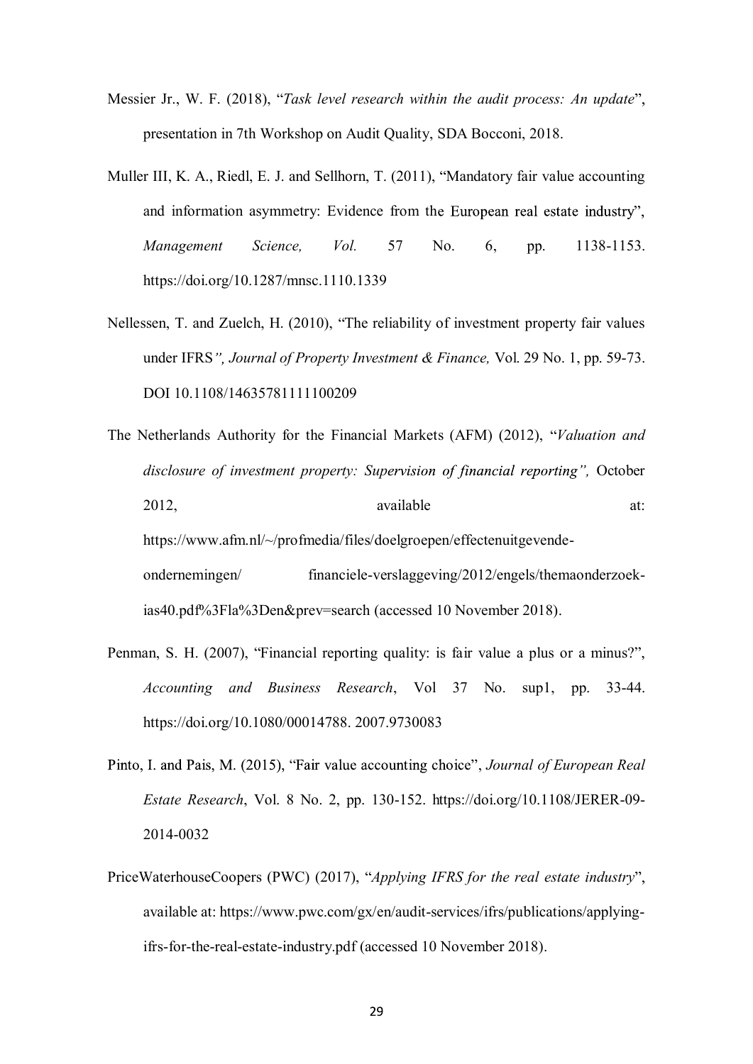Messier Jr., W. F. (2018), "*Task level research within the audit process: An update*", presentation in 7th Workshop on Audit Quality, SDA Bocconi, 2018.

Muller III, K. A., Riedl, E. J. and Sellhorn, T. (2011), "Mandatory fair value accounting and information asymmetry: Evidence from the European real estate industry", *Management Science, Vol.* 57 No. 6, pp. 1138-1153. https://doi.org/10.1287/mnsc.1110.1339

Nellessen, T. and Zuelch, H. (2010), "The reliability of investment property fair values under IFRS*", Journal of Property Investment & Finance,* Vol. 29 No. 1, pp. 59-73. DOI 10.1108/14635781111100209

The Netherlands Authority for the Financial Markets (AFM) (2012), "*Valuation and disclosure of investment property: Supervision of financial reporting",* October 2012, available at: https://www.afm.nl/~/profmedia/files/doelgroepen/effectenuitgevende-ondernemingen/ financiele-verslaggeving/2012/engels/themaonderzoek-ias40.pdf%3Fla%3Den&prev=search (accessed 10 November 2018).

Penman, S. H. (2007), "Financial reporting quality: is fair value a plus or a minus?", *Accounting and Business Research*, Vol 37 No. sup1, pp. 33-44. https://doi.org/10.1080/00014788. 2007.9730083

Pinto, I. and Pais, M. (2015), "Fair value accounting choice", *Journal of European Real Estate Research*, Vol. 8 No. 2, pp. 130-152. https://doi.org/10.1108/JERER-09-2014-0032

PriceWaterhouseCoopers (PWC) (2017), "*Applying IFRS for the real estate industry*", available at: https://www.pwc.com/gx/en/audit-services/ifrs/publications/applying-ifrs-for-the-real-estate-industry.pdf (accessed 10 November 2018).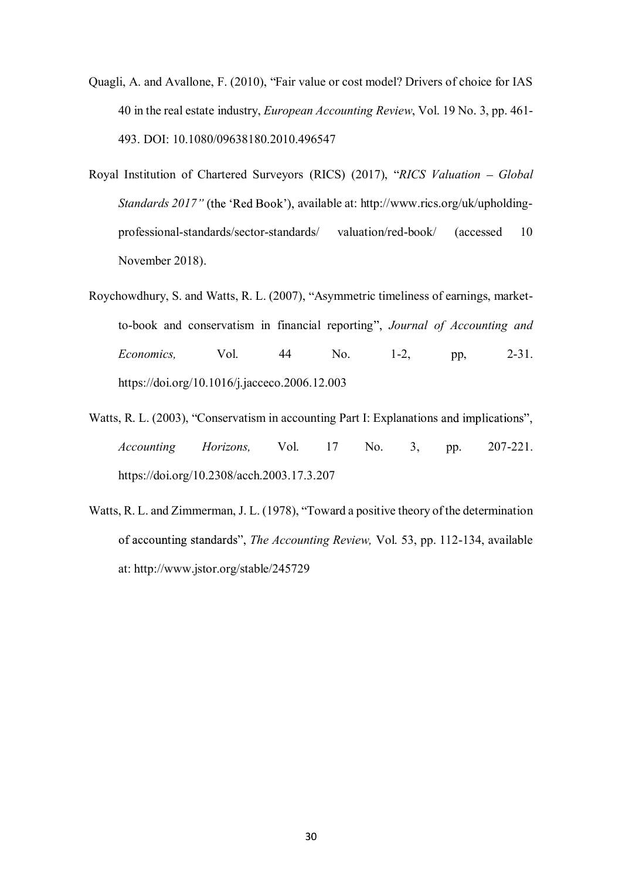Quagli, A. and Avallone, F. (2010), "Fair value or cost model? Drivers of choice for IAS 40 in the real estate industry, *European Accounting Review*, Vol. 19 No. 3, pp. 461-493. DOI: 10.1080/09638180.2010.496547

Royal Institution of Chartered Surveyors (RICS) (2017), "*RICS Valuation – Global Standards 2017"* (the 'Red Book'), available at: http://www.rics.org/uk/upholding-professional-standards/sector-standards/ valuation/red-book/ (accessed 10 November 2018).

Roychowdhury, S. and Watts, R. L. (2007), "Asymmetric timeliness of earnings, market-to-book and conservatism in financial reporting", *Journal of Accounting and Economics,* Vol. 44 No. 1-2, pp, 2-31. https://doi.org/10.1016/j.jacceco.2006.12.003

Watts, R. L. (2003), "Conservatism in accounting Part I: Explanations and implications", *Accounting Horizons,* Vol. 17 No. 3, pp. 207-221. https://doi.org/10.2308/acch.2003.17.3.207

Watts, R. L. and Zimmerman, J. L. (1978), "Toward a positive theory of the determination of accounting standards", *The Accounting Review,* Vol. 53, pp. 112-134, available at: http://www.jstor.org/stable/245729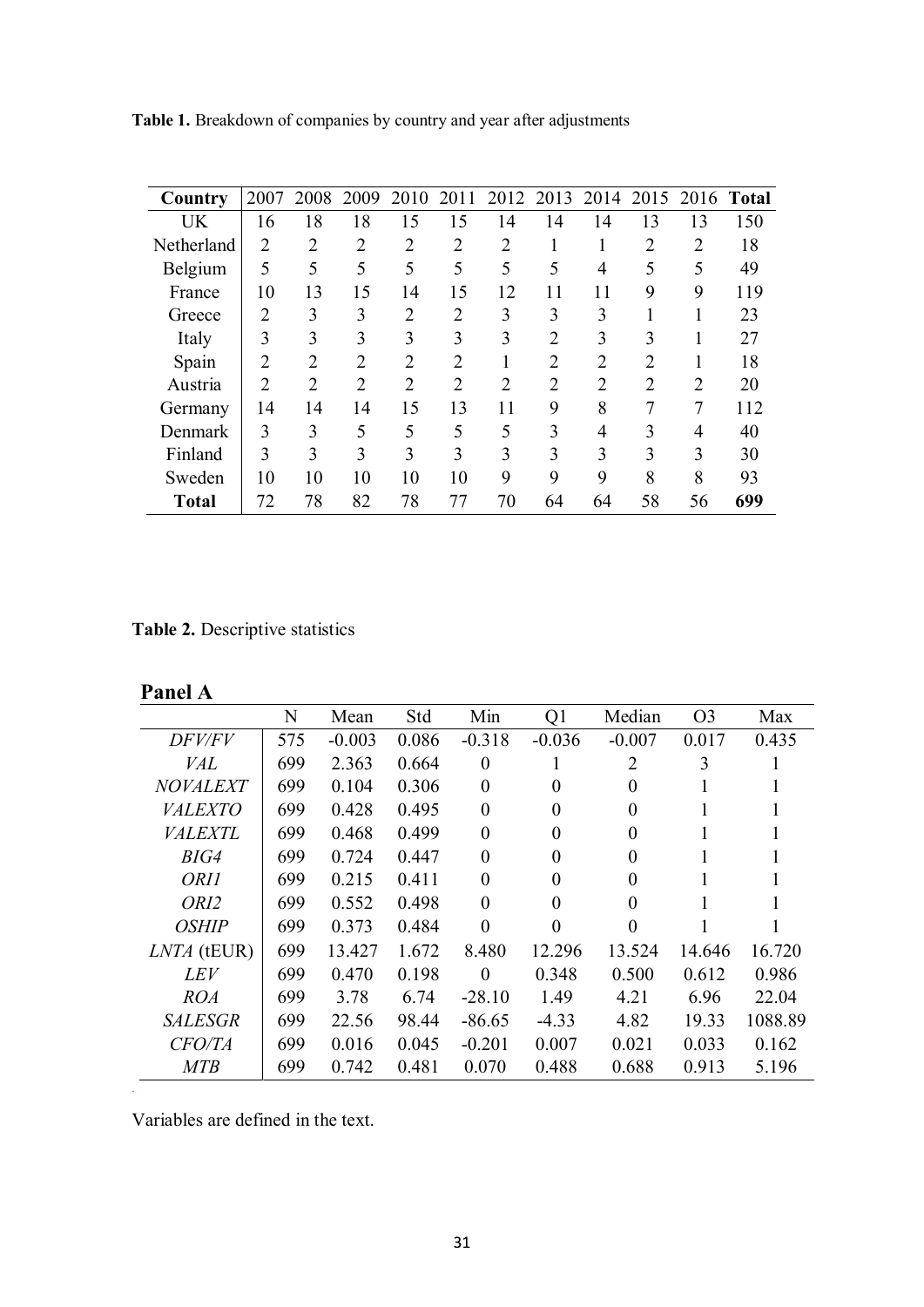**Table 1.** Breakdown of companies by country and year after adjustments

| Country | 2007 | 2008 | 2009 | 2010 | 2011 | 2012 | 2013 | 2014 | 2015 | 2016 | **Total** |
|---|---|---|---|---|---|---|---|---|---|---|---|
| UK | 16 | 18 | 18 | 15 | 15 | 14 | 14 | 14 | 13 | 13 | 150 |
| Netherland | 2 | 2 | 2 | 2 | 2 | 2 | 1 | 1 | 2 | 2 | 18 |
| Belgium | 5 | 5 | 5 | 5 | 5 | 5 | 5 | 4 | 5 | 5 | 49 |
| France | 10 | 13 | 15 | 14 | 15 | 12 | 11 | 11 | 9 | 9 | 119 |
| Greece | 2 | 3 | 3 | 2 | 2 | 3 | 3 | 3 | 1 | 1 | 23 |
| Italy | 3 | 3 | 3 | 3 | 3 | 3 | 2 | 3 | 3 | 1 | 27 |
| Spain | 2 | 2 | 2 | 2 | 2 | 1 | 2 | 2 | 2 | 1 | 18 |
| Austria | 2 | 2 | 2 | 2 | 2 | 2 | 2 | 2 | 2 | 2 | 20 |
| Germany | 14 | 14 | 14 | 15 | 13 | 11 | 9 | 8 | 7 | 7 | 112 |
| Denmark | 3 | 3 | 5 | 5 | 5 | 5 | 3 | 4 | 3 | 4 | 40 |
| Finland | 3 | 3 | 3 | 3 | 3 | 3 | 3 | 3 | 3 | 3 | 30 |
| Sweden | 10 | 10 | 10 | 10 | 10 | 9 | 9 | 9 | 8 | 8 | 93 |
| **Total** | 72 | 78 | 82 | 78 | 77 | 70 | 64 | 64 | 58 | 56 | **699** |

**Table 2.** Descriptive statistics

**Panel A**

| | N | Mean | Std | Min | Q1 | Median | O3 | Max |
|---|---|---|---|---|---|---|---|---|
| *DFV/FV* | 575 | -0.003 | 0.086 | -0.318 | -0.036 | -0.007 | 0.017 | 0.435 |
| *VAL* | 699 | 2.363 | 0.664 | 0 | 1 | 2 | 3 | 1 |
| *NOVALEXT* | 699 | 0.104 | 0.306 | 0 | 0 | 0 | 1 | 1 |
| *VALEXTO* | 699 | 0.428 | 0.495 | 0 | 0 | 0 | 1 | 1 |
| *VALEXTL* | 699 | 0.468 | 0.499 | 0 | 0 | 0 | 1 | 1 |
| *BIG4* | 699 | 0.724 | 0.447 | 0 | 0 | 0 | 1 | 1 |
| *ORI1* | 699 | 0.215 | 0.411 | 0 | 0 | 0 | 1 | 1 |
| *ORI2* | 699 | 0.552 | 0.498 | 0 | 0 | 0 | 1 | 1 |
| *OSHIP* | 699 | 0.373 | 0.484 | 0 | 0 | 0 | 1 | 1 |
| *LNTA* (tEUR) | 699 | 13.427 | 1.672 | 8.480 | 12.296 | 13.524 | 14.646 | 16.720 |
| *LEV* | 699 | 0.470 | 0.198 | 0 | 0.348 | 0.500 | 0.612 | 0.986 |
| *ROA* | 699 | 3.78 | 6.74 | -28.10 | 1.49 | 4.21 | 6.96 | 22.04 |
| *SALESGR* | 699 | 22.56 | 98.44 | -86.65 | -4.33 | 4.82 | 19.33 | 1088.89 |
| *CFO/TA* | 699 | 0.016 | 0.045 | -0.201 | 0.007 | 0.021 | 0.033 | 0.162 |
| *MTB* | 699 | 0.742 | 0.481 | 0.070 | 0.488 | 0.688 | 0.913 | 5.196 |

Variables are defined in the text.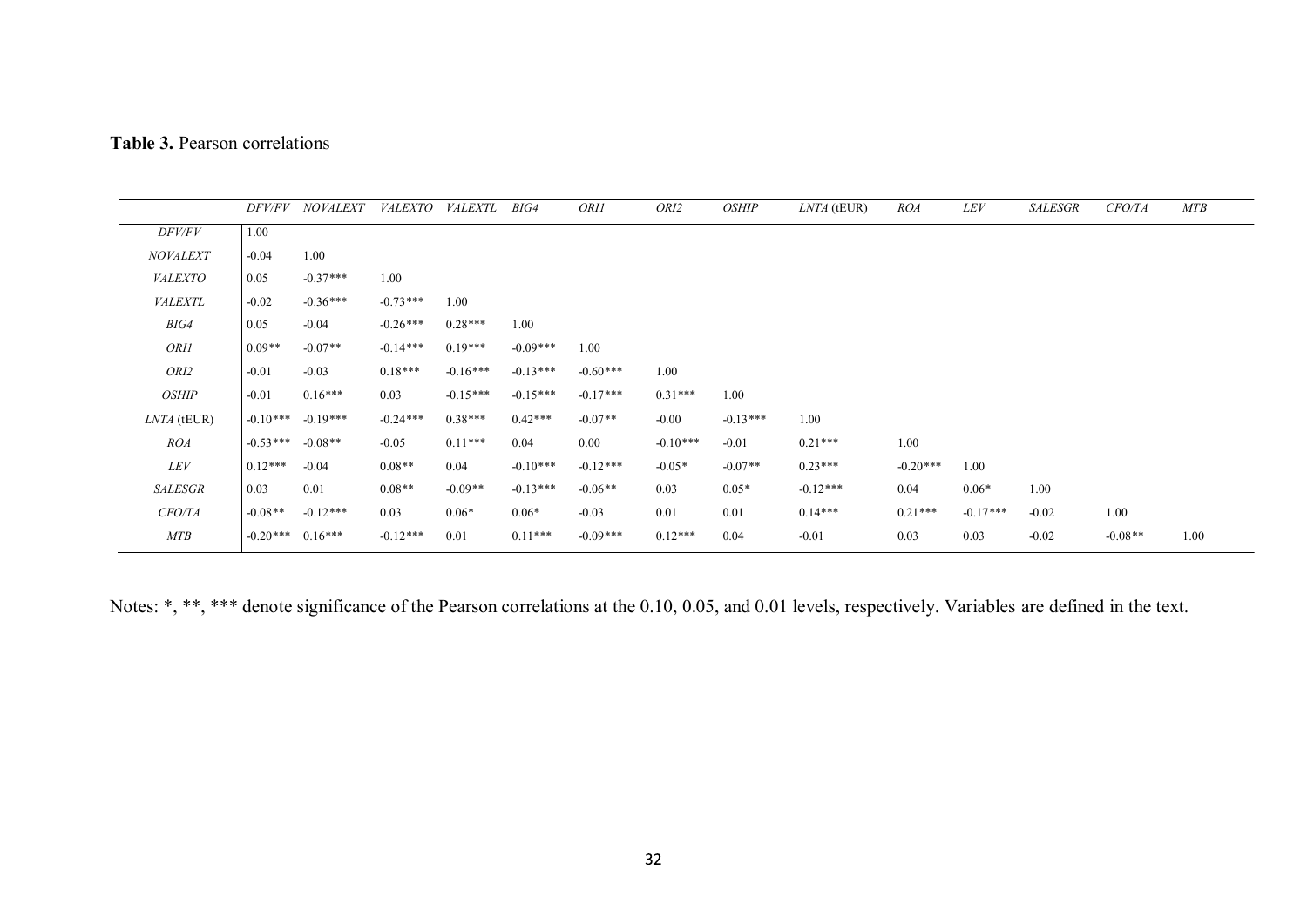**Table 3.** Pearson correlations

| | *DFV/FV* | *NOVALEXT* | *VALEXTO* | *VALEXTL* | *BIG4* | *ORI1* | *ORI2* | *OSHIP* | *LNTA* (tEUR) | *ROA* | *LEV* | *SALESGR* | *CFO/TA* | *MTB* |
|---|---|---|---|---|---|---|---|---|---|---|---|---|---|---|
| *DFV/FV* | 1.00 | | | | | | | | | | | | | |
| *NOVALEXT* | -0.04 | 1.00 | | | | | | | | | | | | |
| *VALEXTO* | 0.05 | -0.37*** | 1.00 | | | | | | | | | | | |
| *VALEXTL* | -0.02 | -0.36*** | -0.73*** | 1.00 | | | | | | | | | | |
| *BIG4* | 0.05 | -0.04 | -0.26*** | 0.28*** | 1.00 | | | | | | | | | |
| *ORI1* | 0.09** | -0.07** | -0.14*** | 0.19*** | -0.09*** | 1.00 | | | | | | | | |
| *ORI2* | -0.01 | -0.03 | 0.18*** | -0.16*** | -0.13*** | -0.60*** | 1.00 | | | | | | | |
| *OSHIP* | -0.01 | 0.16*** | 0.03 | -0.15*** | -0.15*** | -0.17*** | 0.31*** | 1.00 | | | | | | |
| *LNTA* (tEUR) | -0.10*** | -0.19*** | -0.24*** | 0.38*** | 0.42*** | -0.07** | -0.00 | -0.13*** | 1.00 | | | | | |
| *ROA* | -0.53*** | -0.08** | -0.05 | 0.11*** | 0.04 | 0.00 | -0.10*** | -0.01 | 0.21*** | 1.00 | | | | |
| *LEV* | 0.12*** | -0.04 | 0.08** | 0.04 | -0.10*** | -0.12*** | -0.05* | -0.07** | 0.23*** | -0.20*** | 1.00 | | | |
| *SALESGR* | 0.03 | 0.01 | 0.08** | -0.09** | -0.13*** | -0.06** | 0.03 | 0.05* | -0.12*** | 0.04 | 0.06* | 1.00 | | |
| *CFO/TA* | -0.08** | -0.12*** | 0.03 | 0.06* | 0.06* | -0.03 | 0.01 | 0.01 | 0.14*** | 0.21*** | -0.17*** | -0.02 | 1.00 | |
| *MTB* | -0.20*** | 0.16*** | -0.12*** | 0.01 | 0.11*** | -0.09*** | 0.12*** | 0.04 | -0.01 | 0.03 | 0.03 | -0.02 | -0.08** | 1.00 |

Notes: *, **, *** denote significance of the Pearson correlations at the 0.10, 0.05, and 0.01 levels, respectively. Variables are defined in the text.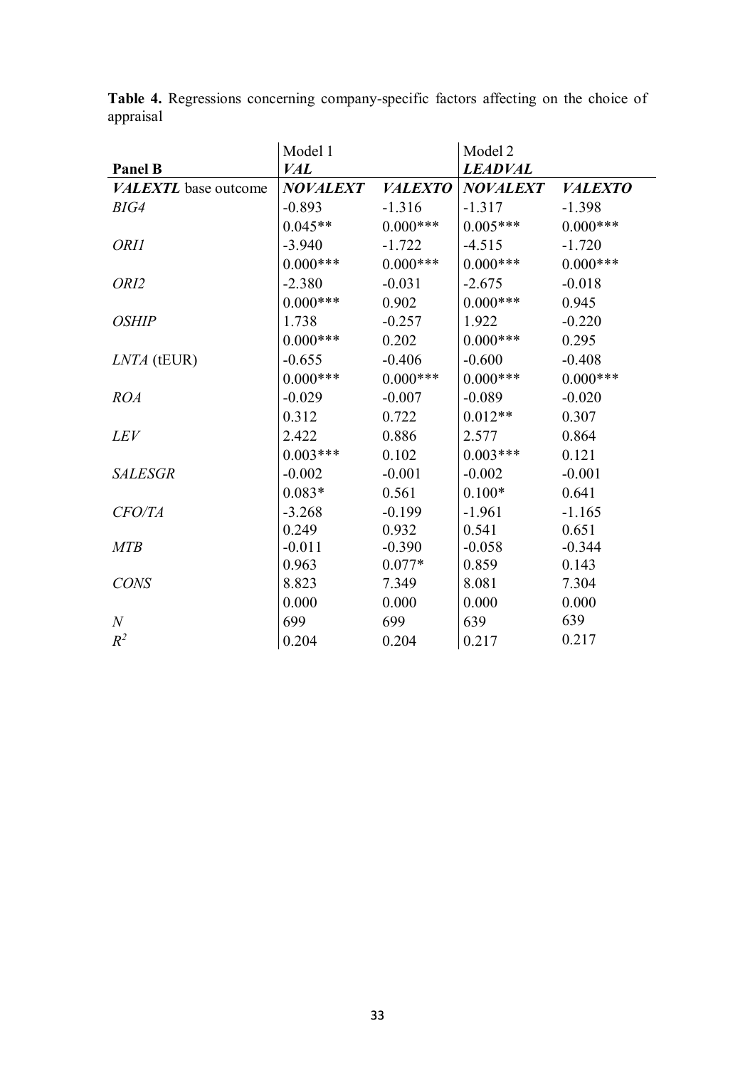**Table 4.** Regressions concerning company-specific factors affecting on the choice of appraisal

| | Model 1 | | Model 2 | |
|---|---|---|---|---|
| **Panel B** | ***VAL*** | | ***LEADVAL*** | |
| ***VALEXTL*** **base outcome** | ***NOVALEXT*** | ***VALEXTO*** | ***NOVALEXT*** | ***VALEXTO*** |
| *BIG4* | -0.893 | -1.316 | -1.317 | -1.398 |
| | 0.045** | 0.000*** | 0.005*** | 0.000*** |
| *ORI1* | -3.940 | -1.722 | -4.515 | -1.720 |
| | 0.000*** | 0.000*** | 0.000*** | 0.000*** |
| *ORI2* | -2.380 | -0.031 | -2.675 | -0.018 |
| | 0.000*** | 0.902 | 0.000*** | 0.945 |
| *OSHIP* | 1.738 | -0.257 | 1.922 | -0.220 |
| | 0.000*** | 0.202 | 0.000*** | 0.295 |
| *LNTA* (tEUR) | -0.655 | -0.406 | -0.600 | -0.408 |
| | 0.000*** | 0.000*** | 0.000*** | 0.000*** |
| *ROA* | -0.029 | -0.007 | -0.089 | -0.020 |
| | 0.312 | 0.722 | 0.012** | 0.307 |
| *LEV* | 2.422 | 0.886 | 2.577 | 0.864 |
| | 0.003*** | 0.102 | 0.003*** | 0.121 |
| *SALESGR* | -0.002 | -0.001 | -0.002 | -0.001 |
| | 0.083* | 0.561 | 0.100* | 0.641 |
| *CFO/TA* | -3.268 | -0.199 | -1.961 | -1.165 |
| | 0.249 | 0.932 | 0.541 | 0.651 |
| *MTB* | -0.011 | -0.390 | -0.058 | -0.344 |
| | 0.963 | 0.077* | 0.859 | 0.143 |
| *CONS* | 8.823 | 7.349 | 8.081 | 7.304 |
| | 0.000 | 0.000 | 0.000 | 0.000 |
| *N* | 699 | 699 | 639 | 639 |
| $R^2$ | 0.204 | 0.204 | 0.217 | 0.217 |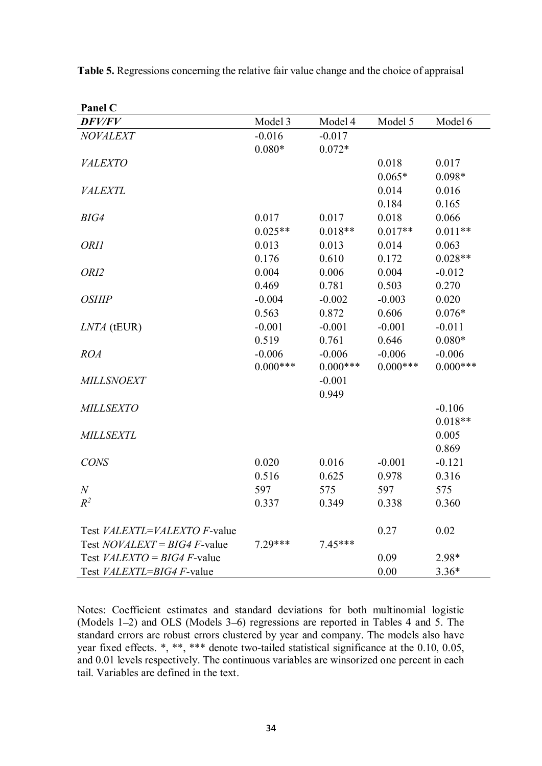**Table 5.** Regressions concerning the relative fair value change and the choice of appraisal

**Panel C**

| ***DFV/FV*** | Model 3 | Model 4 | Model 5 | Model 6 |
|---|---|---|---|---|
| *NOVALEXT* | -0.016 | -0.017 | | |
| | 0.080* | 0.072* | | |
| *VALEXTO* | | | 0.018 | 0.017 |
| | | | 0.065* | 0.098* |
| *VALEXTL* | | | 0.014 | 0.016 |
| | | | 0.184 | 0.165 |
| *BIG4* | 0.017 | 0.017 | 0.018 | 0.066 |
| | 0.025** | 0.018** | 0.017** | 0.011** |
| *ORI1* | 0.013 | 0.013 | 0.014 | 0.063 |
| | 0.176 | 0.610 | 0.172 | 0.028** |
| *ORI2* | 0.004 | 0.006 | 0.004 | -0.012 |
| | 0.469 | 0.781 | 0.503 | 0.270 |
| *OSHIP* | -0.004 | -0.002 | -0.003 | 0.020 |
| | 0.563 | 0.872 | 0.606 | 0.076* |
| *LNTA* (tEUR) | -0.001 | -0.001 | -0.001 | -0.011 |
| | 0.519 | 0.761 | 0.646 | 0.080* |
| *ROA* | -0.006 | -0.006 | -0.006 | -0.006 |
| | 0.000*** | 0.000*** | 0.000*** | 0.000*** |
| *MILLSNOEXT* | | -0.001 | | |
| | | 0.949 | | |
| *MILLSEXTO* | | | | -0.106 |
| | | | | 0.018** |
| *MILLSEXTL* | | | | 0.005 |
| | | | | 0.869 |
| *CONS* | 0.020 | 0.016 | -0.001 | -0.121 |
| | 0.516 | 0.625 | 0.978 | 0.316 |
| *N* | 597 | 575 | 597 | 575 |
| $R^2$ | 0.337 | 0.349 | 0.338 | 0.360 |
| | | | | |
| Test *VALEXTL=VALEXTO F*-value | | | 0.27 | 0.02 |
| Test *NOVALEXT = BIG4 F*-value | 7.29*** | 7.45*** | | |
| Test *VALEXTO = BIG4 F*-value | | | 0.09 | 2.98* |
| Test *VALEXTL=BIG4 F*-value | | | 0.00 | 3.36* |

Notes: Coefficient estimates and standard deviations for both multinomial logistic (Models 1–2) and OLS (Models 3–6) regressions are reported in Tables 4 and 5. The standard errors are robust errors clustered by year and company. The models also have year fixed effects. *, **, *** denote two-tailed statistical significance at the 0.10, 0.05, and 0.01 levels respectively. The continuous variables are winsorized one percent in each tail. Variables are defined in the text.